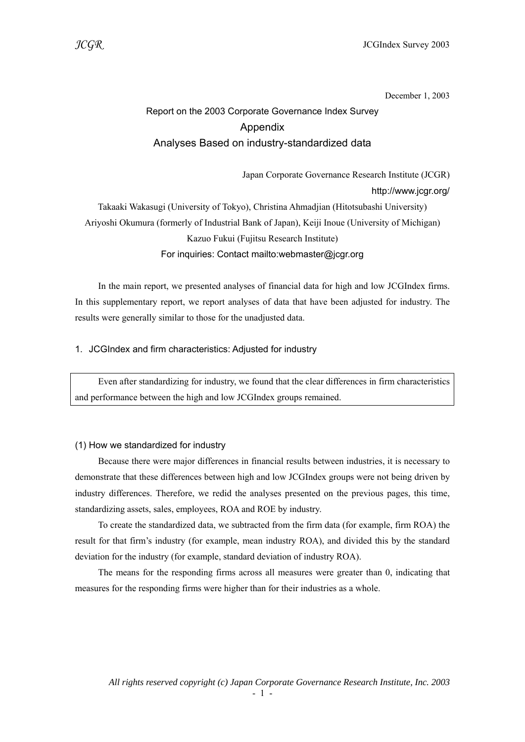December 1, 2003

# Report on the 2003 Corporate Governance Index Survey

## Appendix

## Analyses Based on industry-standardized data

Japan Corporate Governance Research Institute (JCGR)

http://www.jcgr.org/

Takaaki Wakasugi (University of Tokyo), Christina Ahmadjian (Hitotsubashi University)
Ariyoshi Okumura (formerly of Industrial Bank of Japan), Keiji Inoue (University of Michigan)
Kazuo Fukui (Fujitsu Research Institute)

For inquiries: Contact mailto:webmaster@jcgr.org

In the main report, we presented analyses of financial data for high and low JCGIndex firms. In this supplementary report, we report analyses of data that have been adjusted for industry. The results were generally similar to those for the unadjusted data.

### 1. JCGIndex and firm characteristics: Adjusted for industry

> Even after standardizing for industry, we found that the clear differences in firm characteristics and performance between the high and low JCGIndex groups remained.

#### (1) How we standardized for industry

Because there were major differences in financial results between industries, it is necessary to demonstrate that these differences between high and low JCGIndex groups were not being driven by industry differences. Therefore, we redid the analyses presented on the previous pages, this time, standardizing assets, sales, employees, ROA and ROE by industry.

To create the standardized data, we subtracted from the firm data (for example, firm ROA) the result for that firm's industry (for example, mean industry ROA), and divided this by the standard deviation for the industry (for example, standard deviation of industry ROA).

The means for the responding firms across all measures were greater than 0, indicating that measures for the responding firms were higher than for their industries as a whole.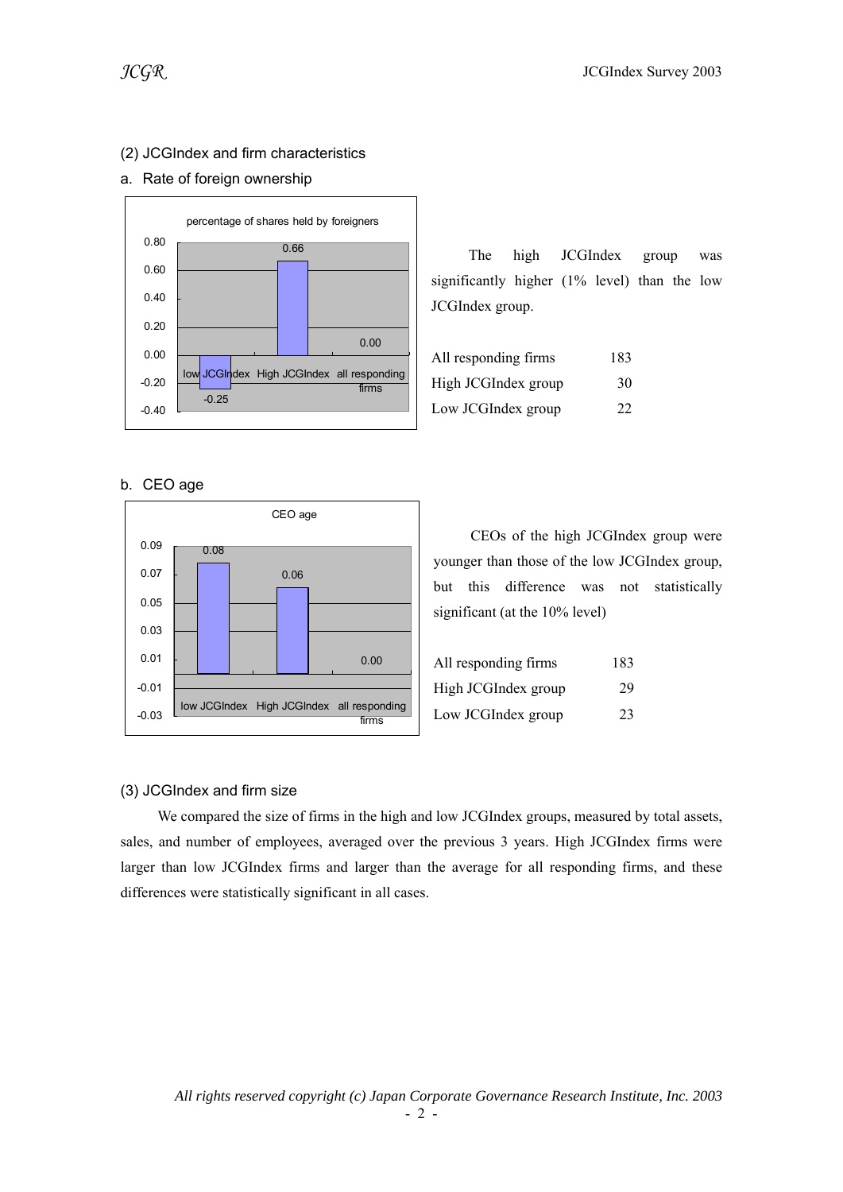(2) JCGIndex and firm characteristics

a. Rate of foreign ownership

percentage of shares held by foreigners

| | low JCGIndex | High JCGIndex | all responding firms |
|---|---|---|---|
| | -0.25 | 0.66 | 0.00 |

The high JCGIndex group was significantly higher (1% level) than the low JCGIndex group.

| | |
|---|---|
| All responding firms | 183 |
| High JCGIndex group | 30 |
| Low JCGIndex group | 22 |

b. CEO age

CEO age

| | low JCGIndex | High JCGIndex | all responding firms |
|---|---|---|---|
| | 0.08 | 0.06 | 0.00 |

CEOs of the high JCGIndex group were younger than those of the low JCGIndex group, but this difference was not statistically significant (at the 10% level)

| | |
|---|---|
| All responding firms | 183 |
| High JCGIndex group | 29 |
| Low JCGIndex group | 23 |

(3) JCGIndex and firm size

We compared the size of firms in the high and low JCGIndex groups, measured by total assets, sales, and number of employees, averaged over the previous 3 years. High JCGIndex firms were larger than low JCGIndex firms and larger than the average for all responding firms, and these differences were statistically significant in all cases.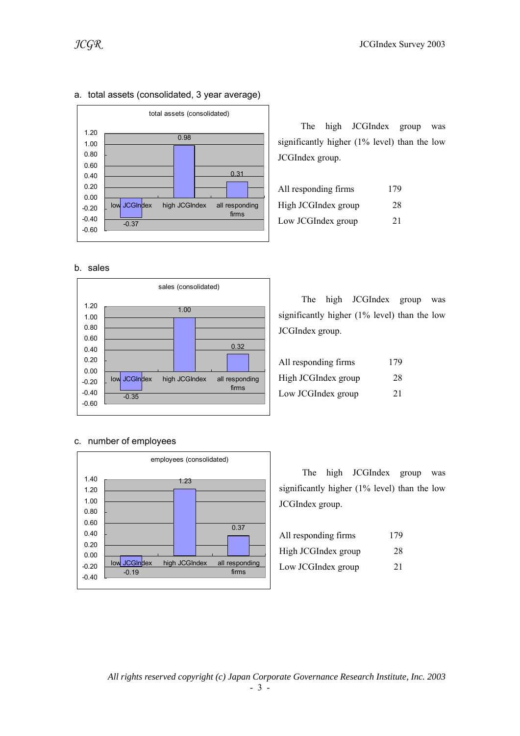a. total assets (consolidated, 3 year average)

The high JCGIndex group was significantly higher (1% level) than the low JCGIndex group.

| | |
|---|---|
| All responding firms | 179 |
| High JCGIndex group | 28 |
| Low JCGIndex group | 21 |

b. sales

The high JCGIndex group was significantly higher (1% level) than the low JCGIndex group.

| | |
|---|---|
| All responding firms | 179 |
| High JCGIndex group | 28 |
| Low JCGIndex group | 21 |

c. number of employees

The high JCGIndex group was significantly higher (1% level) than the low JCGIndex group.

| | |
|---|---|
| All responding firms | 179 |
| High JCGIndex group | 28 |
| Low JCGIndex group | 21 |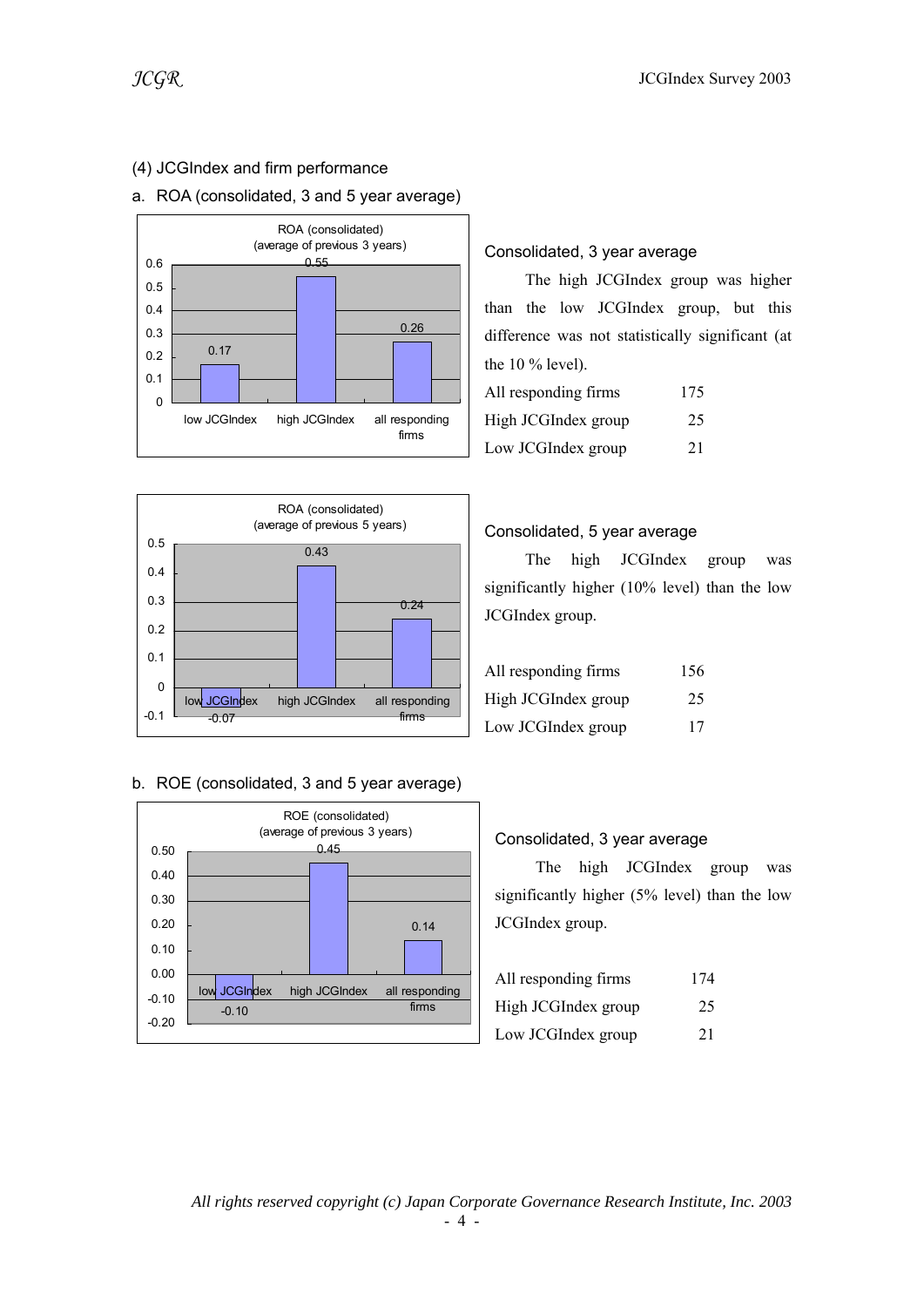### (4) JCGIndex and firm performance

a. ROA (consolidated, 3 and 5 year average)

ROA (consolidated)
(average of previous 3 years)

| | low JCGIndex | high JCGIndex | all responding firms |
|---|---|---|---|
| ROA | 0.17 | 0.55 | 0.26 |

**Consolidated, 3 year average**

The high JCGIndex group was higher than the low JCGIndex group, but this difference was not statistically significant (at the 10 % level).

| | |
|---|---|
| All responding firms | 175 |
| High JCGIndex group | 25 |
| Low JCGIndex group | 21 |

ROA (consolidated)
(average of previous 5 years)

| | low JCGIndex | high JCGIndex | all responding firms |
|---|---|---|---|
| ROA | -0.07 | 0.43 | 0.24 |

**Consolidated, 5 year average**

The high JCGIndex group was significantly higher (10% level) than the low JCGIndex group.

| | |
|---|---|
| All responding firms | 156 |
| High JCGIndex group | 25 |
| Low JCGIndex group | 17 |

b. ROE (consolidated, 3 and 5 year average)

ROE (consolidated)
(average of previous 3 years)

| | low JCGIndex | high JCGIndex | all responding firms |
|---|---|---|---|
| ROE | -0.10 | 0.45 | 0.14 |

**Consolidated, 3 year average**

The high JCGIndex group was significantly higher (5% level) than the low JCGIndex group.

| | |
|---|---|
| All responding firms | 174 |
| High JCGIndex group | 25 |
| Low JCGIndex group | 21 |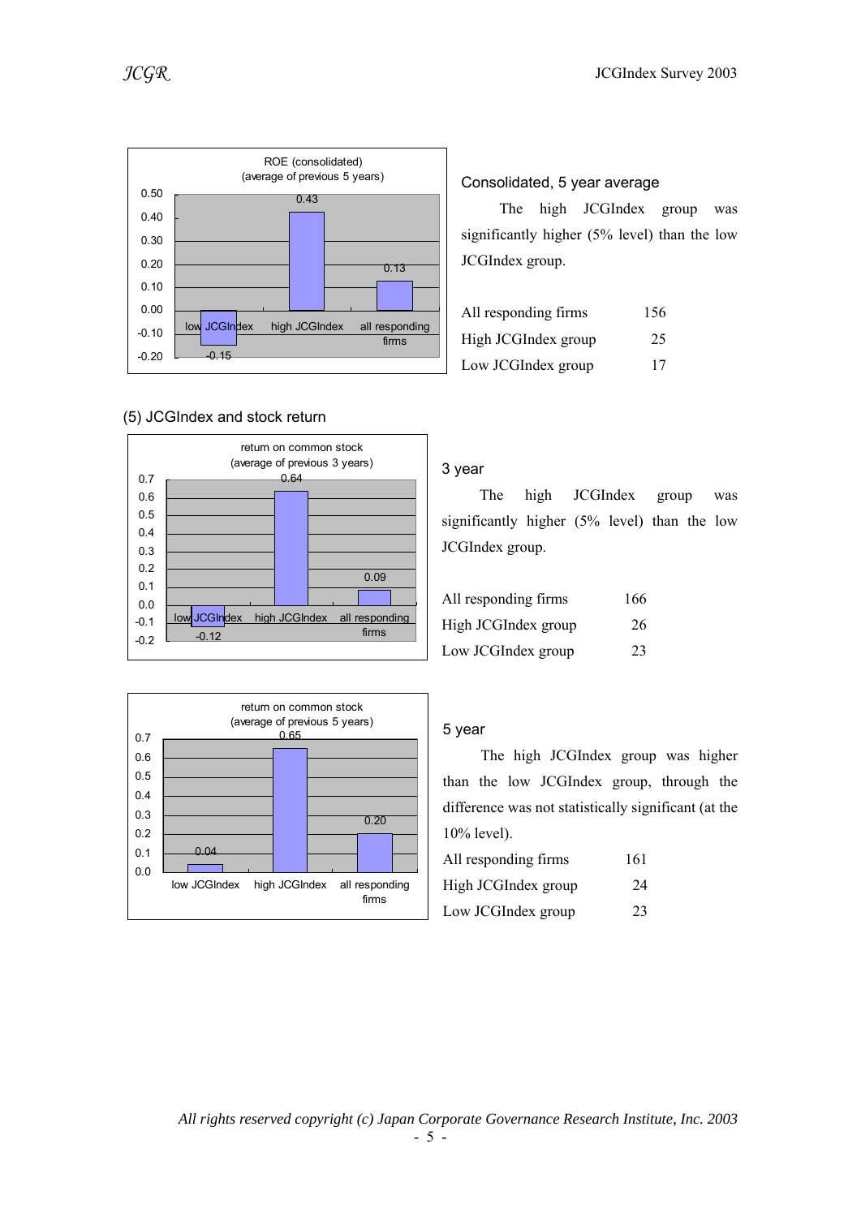ROE (consolidated)
(average of previous 5 years)

| | low JCGIndex | high JCGIndex | all responding firms |
|---|---|---|---|
| ROE | -0.15 | 0.43 | 0.13 |

Consolidated, 5 year average

The high JCGIndex group was significantly higher (5% level) than the low JCGIndex group.

| | |
|---|---|
| All responding firms | 156 |
| High JCGIndex group | 25 |
| Low JCGIndex group | 17 |

## (5) JCGIndex and stock return

return on common stock
(average of previous 3 years)

| | low JCGIndex | high JCGIndex | all responding firms |
|---|---|---|---|
| return on common stock | -0.12 | 0.64 | 0.09 |

3 year

The high JCGIndex group was significantly higher (5% level) than the low JCGIndex group.

| | |
|---|---|
| All responding firms | 166 |
| High JCGIndex group | 26 |
| Low JCGIndex group | 23 |

return on common stock
(average of previous 5 years)

| | low JCGIndex | high JCGIndex | all responding firms |
|---|---|---|---|
| return on common stock | 0.04 | 0.65 | 0.20 |

5 year

The high JCGIndex group was higher than the low JCGIndex group, through the difference was not statistically significant (at the 10% level).

| | |
|---|---|
| All responding firms | 161 |
| High JCGIndex group | 24 |
| Low JCGIndex group | 23 |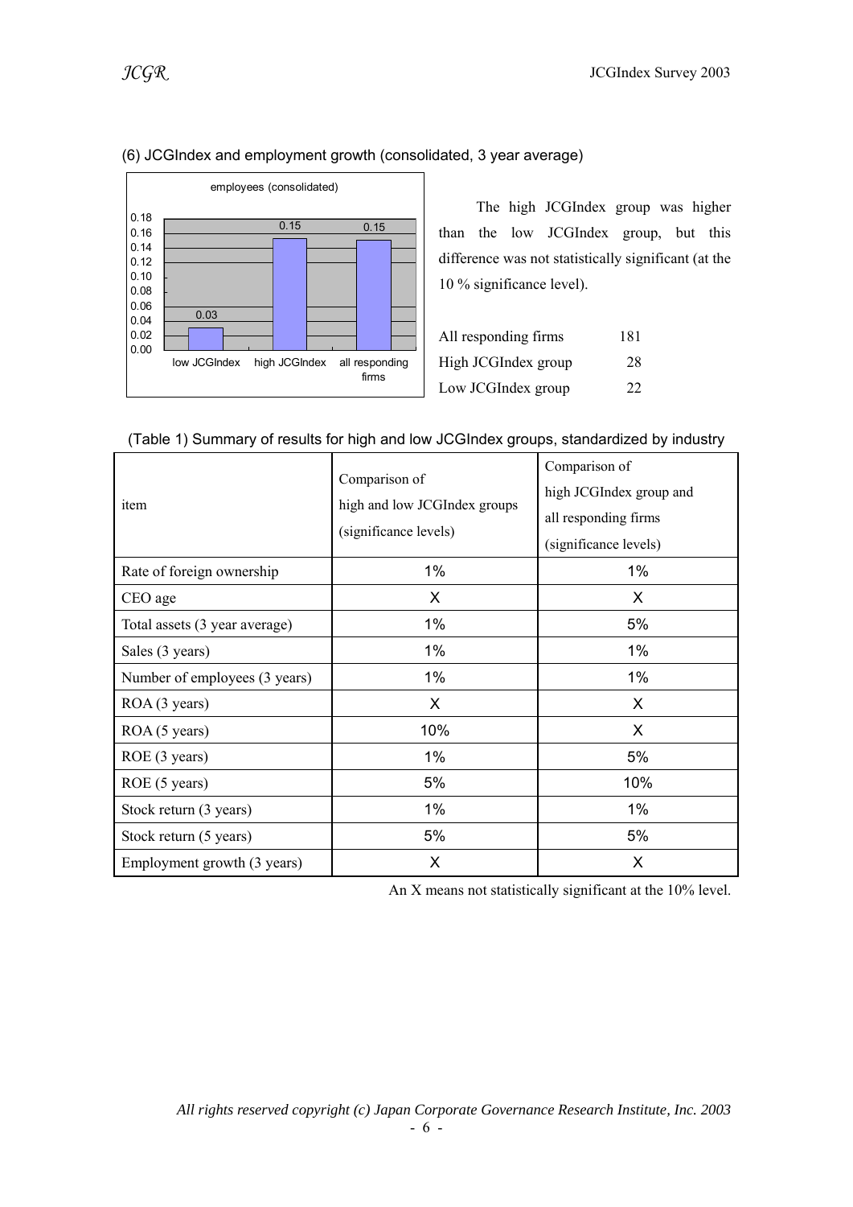### (6) JCGIndex and employment growth (consolidated, 3 year average)

employees (consolidated)

| | low JCGIndex | high JCGIndex | all responding firms |
|---|---|---|---|
| employees (consolidated) | 0.03 | 0.15 | 0.15 |

The high JCGIndex group was higher than the low JCGIndex group, but this difference was not statistically significant (at the 10 % significance level).

| | |
|---|---|
| All responding firms | 181 |
| High JCGIndex group | 28 |
| Low JCGIndex group | 22 |

(Table 1) Summary of results for high and low JCGIndex groups, standardized by industry

| item | Comparison of high and low JCGIndex groups (significance levels) | Comparison of high JCGIndex group and all responding firms (significance levels) |
|---|---|---|
| Rate of foreign ownership | 1% | 1% |
| CEO age | X | X |
| Total assets (3 year average) | 1% | 5% |
| Sales (3 years) | 1% | 1% |
| Number of employees (3 years) | 1% | 1% |
| ROA (3 years) | X | X |
| ROA (5 years) | 10% | X |
| ROE (3 years) | 1% | 5% |
| ROE (5 years) | 5% | 10% |
| Stock return (3 years) | 1% | 1% |
| Stock return (5 years) | 5% | 5% |
| Employment growth (3 years) | X | X |

An X means not statistically significant at the 10% level.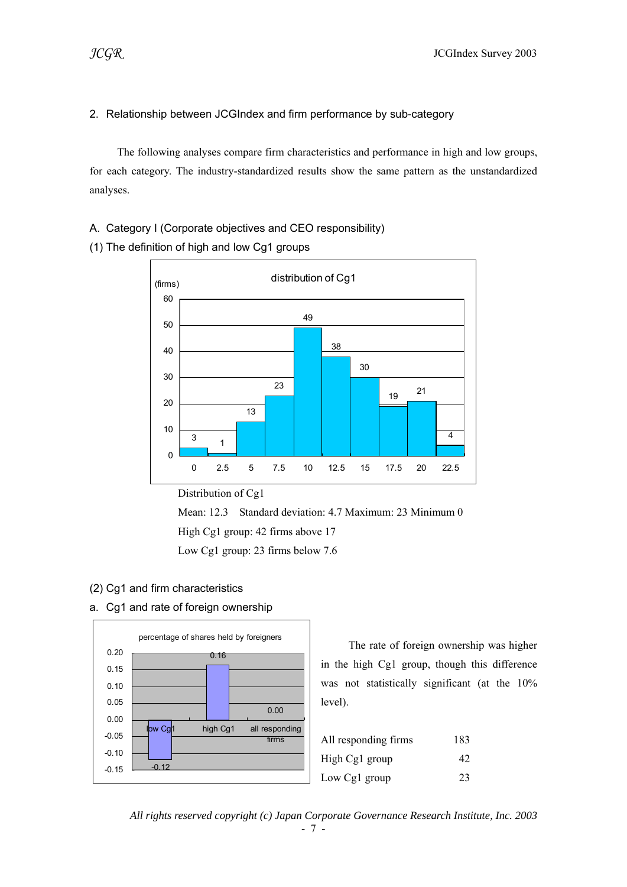## 2. Relationship between JCGIndex and firm performance by sub-category

The following analyses compare firm characteristics and performance in high and low groups, for each category. The industry-standardized results show the same pattern as the unstandardized analyses.

### A. Category I (Corporate objectives and CEO responsibility)

#### (1) The definition of high and low Cg1 groups

distribution of Cg1

| Cg1 | 0 | 2.5 | 5 | 7.5 | 10 | 12.5 | 15 | 17.5 | 20 | 22.5 |
|---|---|---|---|---|---|---|---|---|---|---|
| (firms) | 3 | 1 | 13 | 23 | 49 | 38 | 30 | 19 | 21 | 4 |

Distribution of Cg1

Mean: 12.3 Standard deviation: 4.7 Maximum: 23 Minimum 0

High Cg1 group: 42 firms above 17

Low Cg1 group: 23 firms below 7.6

#### (2) Cg1 and firm characteristics

a. Cg1 and rate of foreign ownership

percentage of shares held by foreigners

| low Cg1 | high Cg1 | all responding firms |
|---|---|---|
| -0.12 | 0.16 | 0.00 |

The rate of foreign ownership was higher in the high Cg1 group, though this difference was not statistically significant (at the 10% level).

| | |
|---|---|
| All responding firms | 183 |
| High Cg1 group | 42 |
| Low Cg1 group | 23 |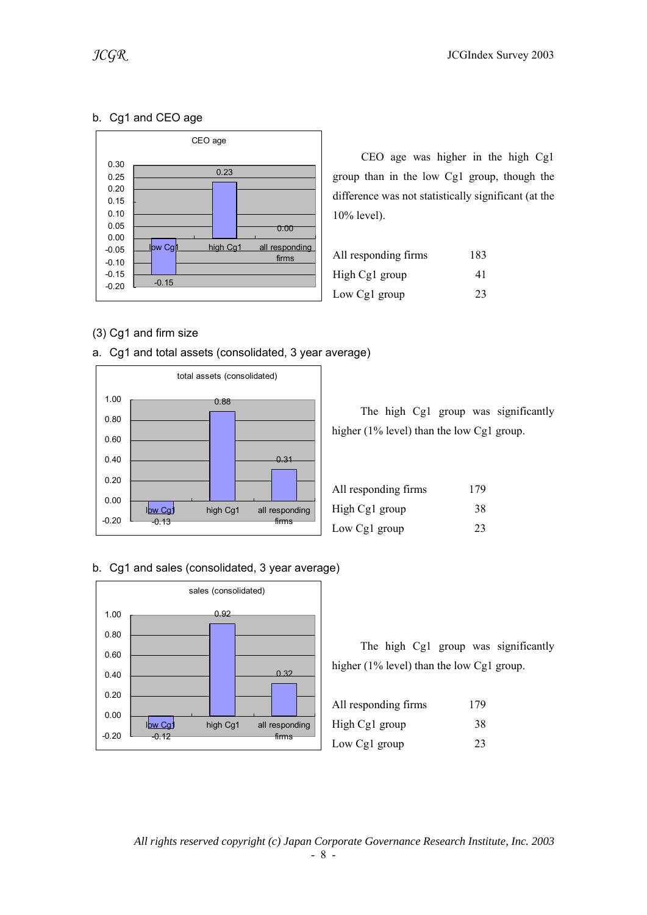b. Cg1 and CEO age

CEO age

| | low Cg1 | high Cg1 | all responding firms |
|---|---|---|---|
| CEO age | -0.15 | 0.23 | 0.00 |

CEO age was higher in the high Cg1 group than in the low Cg1 group, though the difference was not statistically significant (at the 10% level).

| | |
|---|---|
| All responding firms | 183 |
| High Cg1 group | 41 |
| Low Cg1 group | 23 |

(3) Cg1 and firm size

a. Cg1 and total assets (consolidated, 3 year average)

total assets (consolidated)

| | low Cg1 | high Cg1 | all responding firms |
|---|---|---|---|
| total assets (consolidated) | -0.13 | 0.88 | 0.31 |

The high Cg1 group was significantly higher (1% level) than the low Cg1 group.

| | |
|---|---|
| All responding firms | 179 |
| High Cg1 group | 38 |
| Low Cg1 group | 23 |

b. Cg1 and sales (consolidated, 3 year average)

sales (consolidated)

| | low Cg1 | high Cg1 | all responding firms |
|---|---|---|---|
| sales (consolidated) | -0.12 | 0.92 | 0.32 |

The high Cg1 group was significantly higher (1% level) than the low Cg1 group.

| | |
|---|---|
| All responding firms | 179 |
| High Cg1 group | 38 |
| Low Cg1 group | 23 |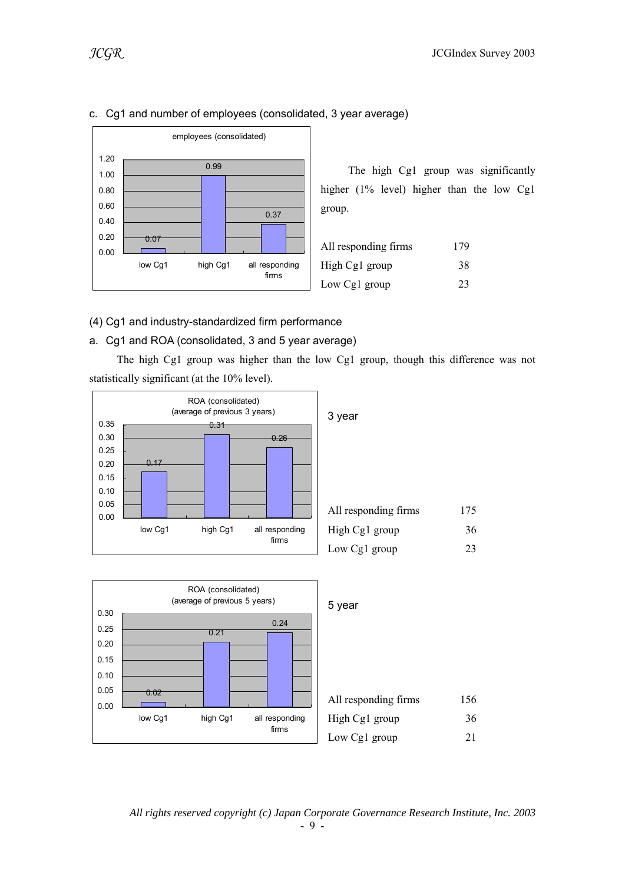c. Cg1 and number of employees (consolidated, 3 year average)

employees (consolidated)

| | low Cg1 | high Cg1 | all responding firms |
|---|---|---|---|
| employees (consolidated) | 0.07 | 0.99 | 0.37 |

The high Cg1 group was significantly higher (1% level) higher than the low Cg1 group.

| | |
|---|---|
| All responding firms | 179 |
| High Cg1 group | 38 |
| Low Cg1 group | 23 |

(4) Cg1 and industry-standardized firm performance

a. Cg1 and ROA (consolidated, 3 and 5 year average)

The high Cg1 group was higher than the low Cg1 group, though this difference was not statistically significant (at the 10% level).

ROA (consolidated) (average of previous 3 years)

| | low Cg1 | high Cg1 | all responding firms |
|---|---|---|---|
| ROA (3 year average) | 0.17 | 0.31 | 0.26 |

3 year

| | |
|---|---|
| All responding firms | 175 |
| High Cg1 group | 36 |
| Low Cg1 group | 23 |

ROA (consolidated) (average of previous 5 years)

| | low Cg1 | high Cg1 | all responding firms |
|---|---|---|---|
| ROA (5 year average) | 0.02 | 0.21 | 0.24 |

5 year

| | |
|---|---|
| All responding firms | 156 |
| High Cg1 group | 36 |
| Low Cg1 group | 21 |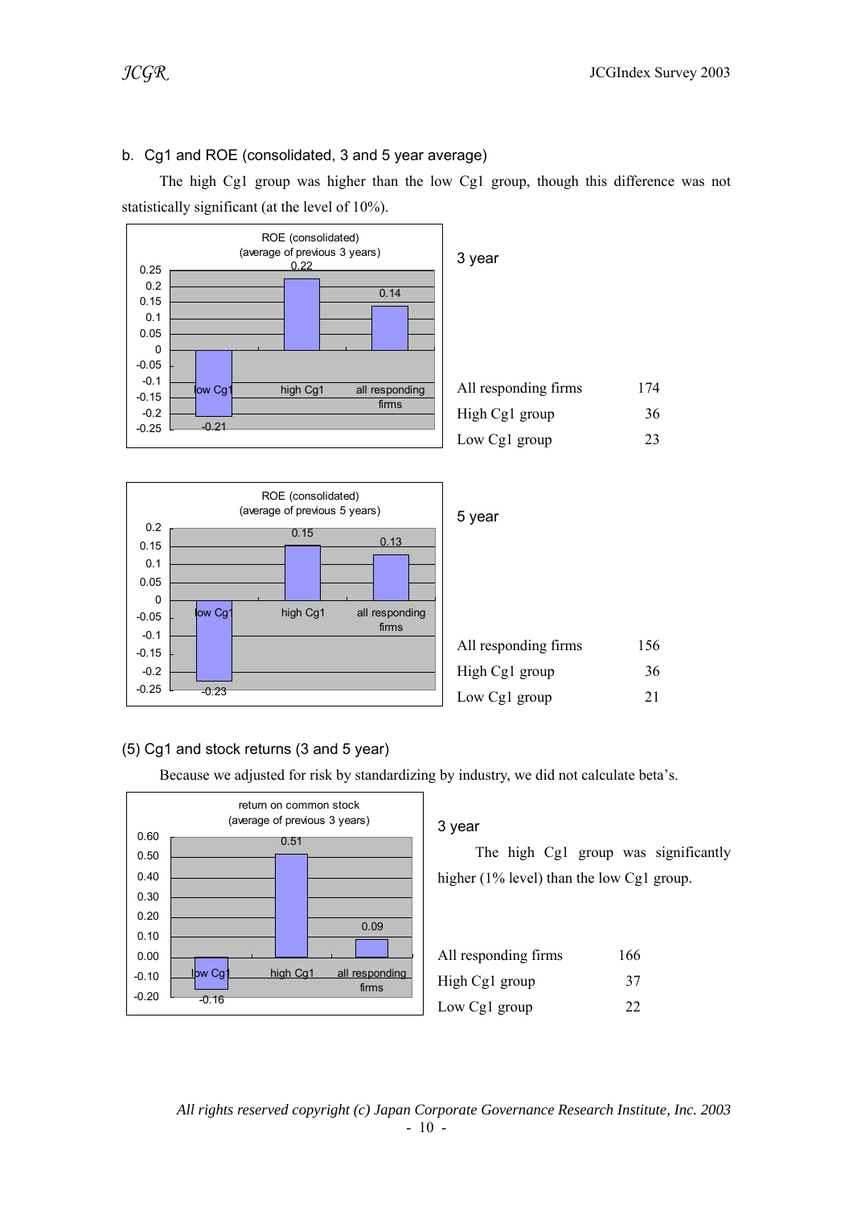### b. Cg1 and ROE (consolidated, 3 and 5 year average)

The high Cg1 group was higher than the low Cg1 group, though this difference was not statistically significant (at the level of 10%).

ROE (consolidated) (average of previous 3 years)

| | low Cg1 | high Cg1 | all responding firms |
|---|---|---|---|
| ROE | -0.21 | 0.22 | 0.14 |

3 year

| | |
|---|---|
| All responding firms | 174 |
| High Cg1 group | 36 |
| Low Cg1 group | 23 |

ROE (consolidated) (average of previous 5 years)

| | low Cg1 | high Cg1 | all responding firms |
|---|---|---|---|
| ROE | -0.23 | 0.15 | 0.13 |

5 year

| | |
|---|---|
| All responding firms | 156 |
| High Cg1 group | 36 |
| Low Cg1 group | 21 |

### (5) Cg1 and stock returns (3 and 5 year)

Because we adjusted for risk by standardizing by industry, we did not calculate beta's.

return on common stock (average of previous 3 years)

| | low Cg1 | high Cg1 | all responding firms |
|---|---|---|---|
| return | -0.16 | 0.51 | 0.09 |

3 year

The high Cg1 group was significantly higher (1% level) than the low Cg1 group.

| | |
|---|---|
| All responding firms | 166 |
| High Cg1 group | 37 |
| Low Cg1 group | 22 |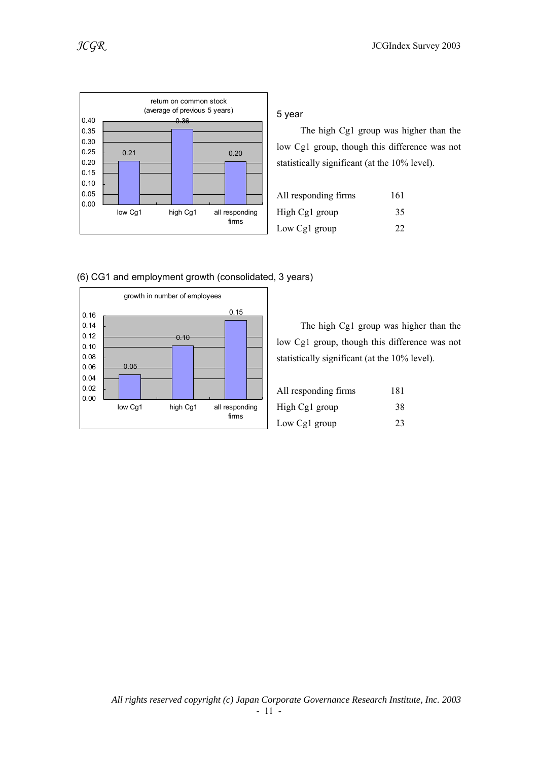return on common stock
(average of previous 5 years)

| | low Cg1 | high Cg1 | all responding firms |
|---|---|---|---|
| return on common stock | 0.21 | 0.36 | 0.20 |

5 year

The high Cg1 group was higher than the low Cg1 group, though this difference was not statistically significant (at the 10% level).

| | |
|---|---|
| All responding firms | 161 |
| High Cg1 group | 35 |
| Low Cg1 group | 22 |

(6) CG1 and employment growth (consolidated, 3 years)

growth in number of employees

| | low Cg1 | high Cg1 | all responding firms |
|---|---|---|---|
| growth in number of employees | 0.05 | 0.10 | 0.15 |

The high Cg1 group was higher than the low Cg1 group, though this difference was not statistically significant (at the 10% level).

| | |
|---|---|
| All responding firms | 181 |
| High Cg1 group | 38 |
| Low Cg1 group | 23 |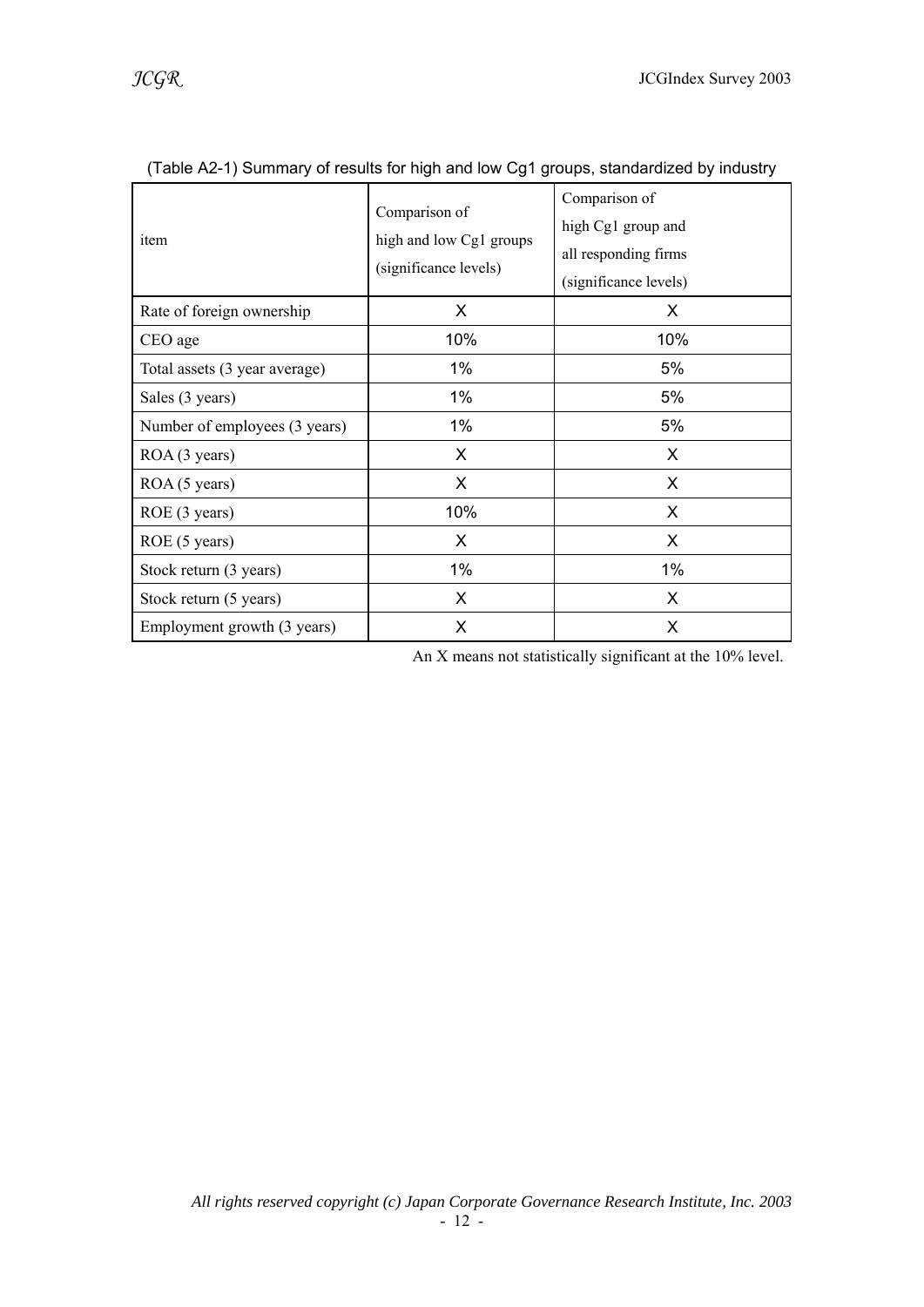(Table A2-1) Summary of results for high and low Cg1 groups, standardized by industry

| item | Comparison of high and low Cg1 groups (significance levels) | Comparison of high Cg1 group and all responding firms (significance levels) |
|---|---|---|
| Rate of foreign ownership | X | X |
| CEO age | 10% | 10% |
| Total assets (3 year average) | 1% | 5% |
| Sales (3 years) | 1% | 5% |
| Number of employees (3 years) | 1% | 5% |
| ROA (3 years) | X | X |
| ROA (5 years) | X | X |
| ROE (3 years) | 10% | X |
| ROE (5 years) | X | X |
| Stock return (3 years) | 1% | 1% |
| Stock return (5 years) | X | X |
| Employment growth (3 years) | X | X |

An X means not statistically significant at the 10% level.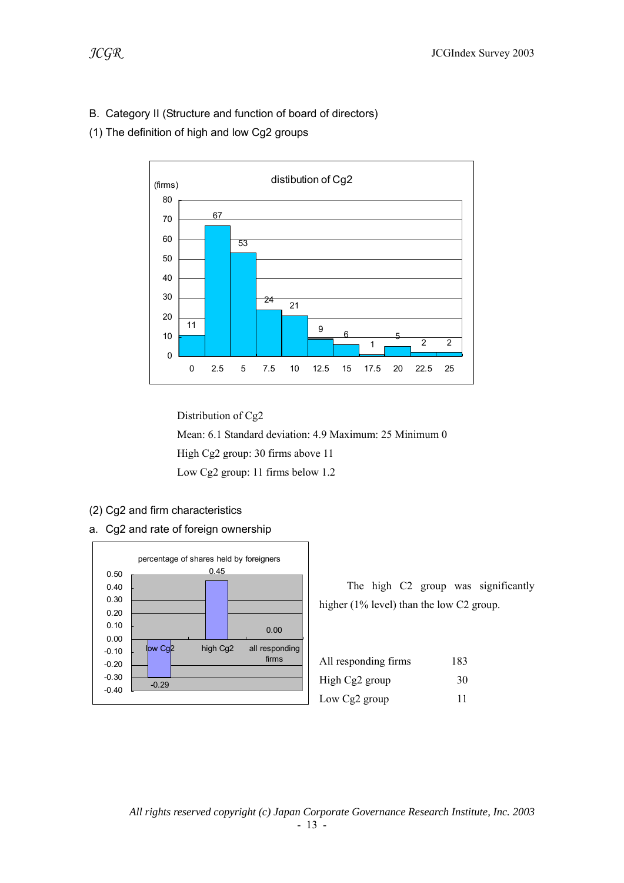B. Category II (Structure and function of board of directors)

(1) The definition of high and low Cg2 groups

Distribution of Cg2

Mean: 6.1 Standard deviation: 4.9 Maximum: 25 Minimum 0

High Cg2 group: 30 firms above 11

Low Cg2 group: 11 firms below 1.2

(2) Cg2 and firm characteristics

a. Cg2 and rate of foreign ownership

The high C2 group was significantly higher (1% level) than the low C2 group.

| | |
|---|---|
| All responding firms | 183 |
| High Cg2 group | 30 |
| Low Cg2 group | 11 |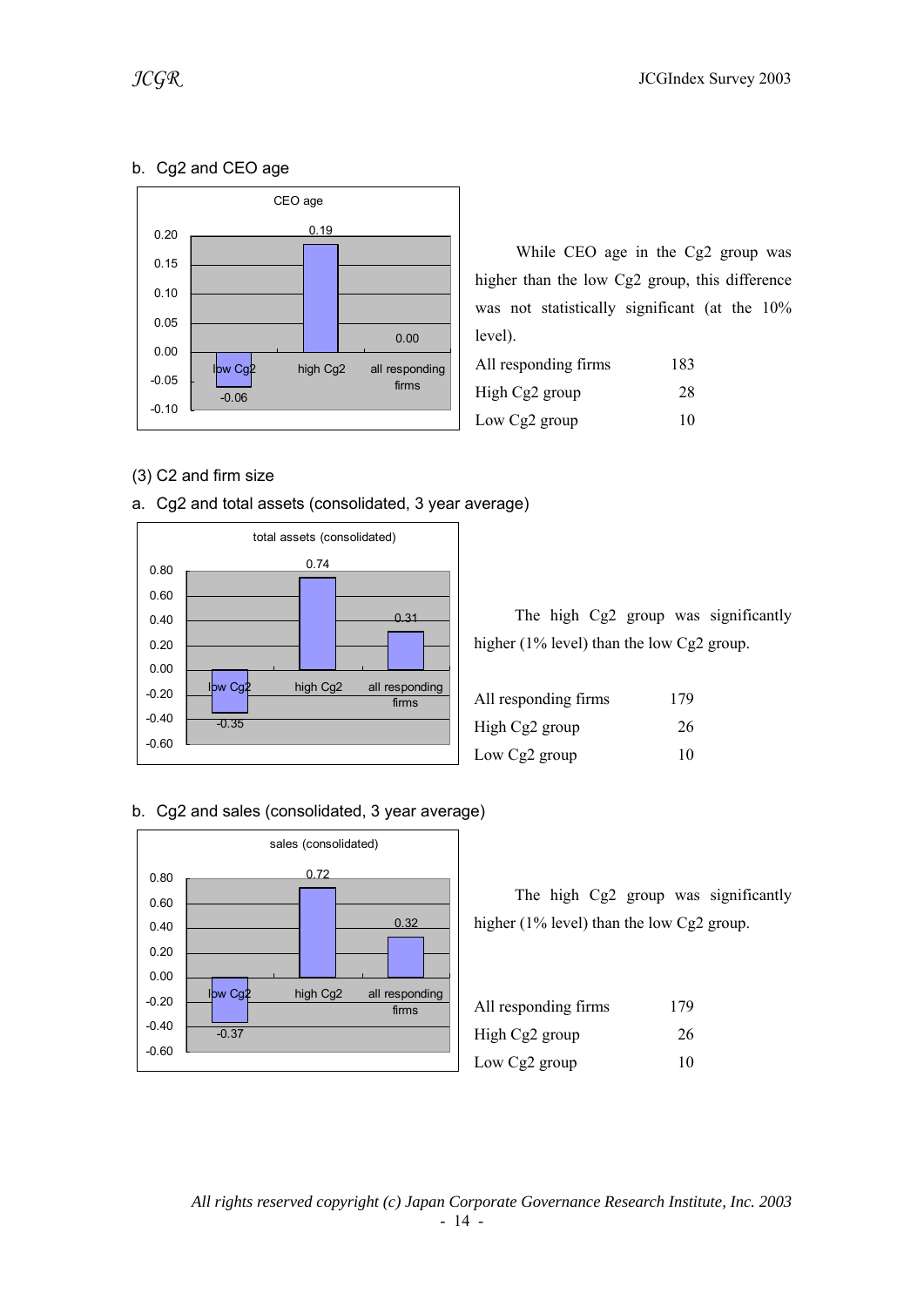b. Cg2 and CEO age

While CEO age in the Cg2 group was higher than the low Cg2 group, this difference was not statistically significant (at the 10% level).

| | |
|---|---|
| All responding firms | 183 |
| High Cg2 group | 28 |
| Low Cg2 group | 10 |

(3) C2 and firm size

a. Cg2 and total assets (consolidated, 3 year average)

The high Cg2 group was significantly higher (1% level) than the low Cg2 group.

| | |
|---|---|
| All responding firms | 179 |
| High Cg2 group | 26 |
| Low Cg2 group | 10 |

b. Cg2 and sales (consolidated, 3 year average)

The high Cg2 group was significantly higher (1% level) than the low Cg2 group.

| | |
|---|---|
| All responding firms | 179 |
| High Cg2 group | 26 |
| Low Cg2 group | 10 |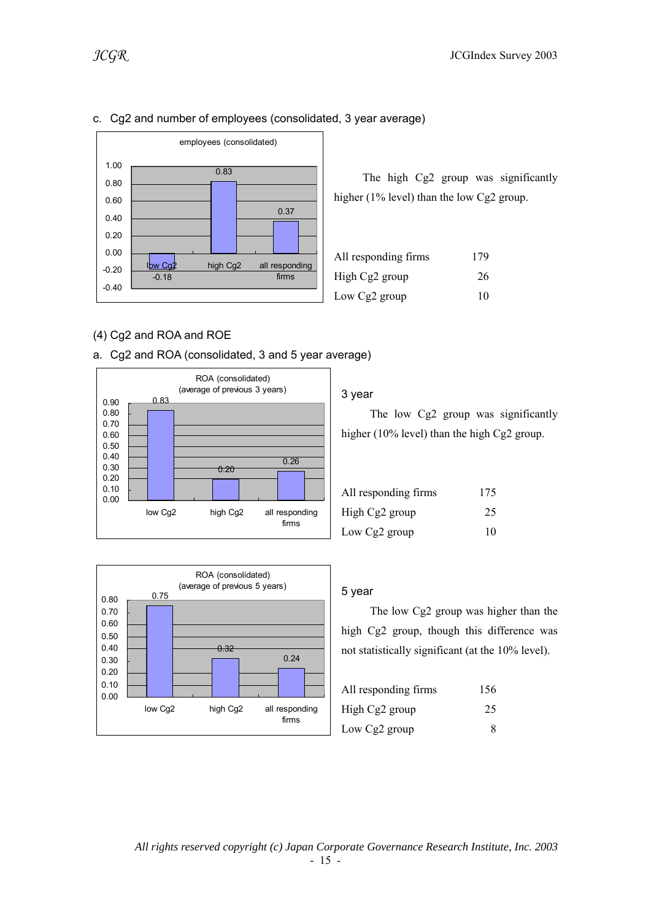c. Cg2 and number of employees (consolidated, 3 year average)

employees (consolidated)

| | low Cg2 | high Cg2 | all responding firms |
|---|---|---|---|
| employees (consolidated) | -0.18 | 0.83 | 0.37 |

The high Cg2 group was significantly higher (1% level) than the low Cg2 group.

| | |
|---|---|
| All responding firms | 179 |
| High Cg2 group | 26 |
| Low Cg2 group | 10 |

(4) Cg2 and ROA and ROE

a. Cg2 and ROA (consolidated, 3 and 5 year average)

ROA (consolidated) (average of previous 3 years)

| | low Cg2 | high Cg2 | all responding firms |
|---|---|---|---|
| ROA (consolidated) (average of previous 3 years) | 0.83 | 0.20 | 0.26 |

3 year

The low Cg2 group was significantly higher (10% level) than the high Cg2 group.

| | |
|---|---|
| All responding firms | 175 |
| High Cg2 group | 25 |
| Low Cg2 group | 10 |

ROA (consolidated) (average of previous 5 years)

| | low Cg2 | high Cg2 | all responding firms |
|---|---|---|---|
| ROA (consolidated) (average of previous 5 years) | 0.75 | 0.32 | 0.24 |

5 year

The low Cg2 group was higher than the high Cg2 group, though this difference was not statistically significant (at the 10% level).

| | |
|---|---|
| All responding firms | 156 |
| High Cg2 group | 25 |
| Low Cg2 group | 8 |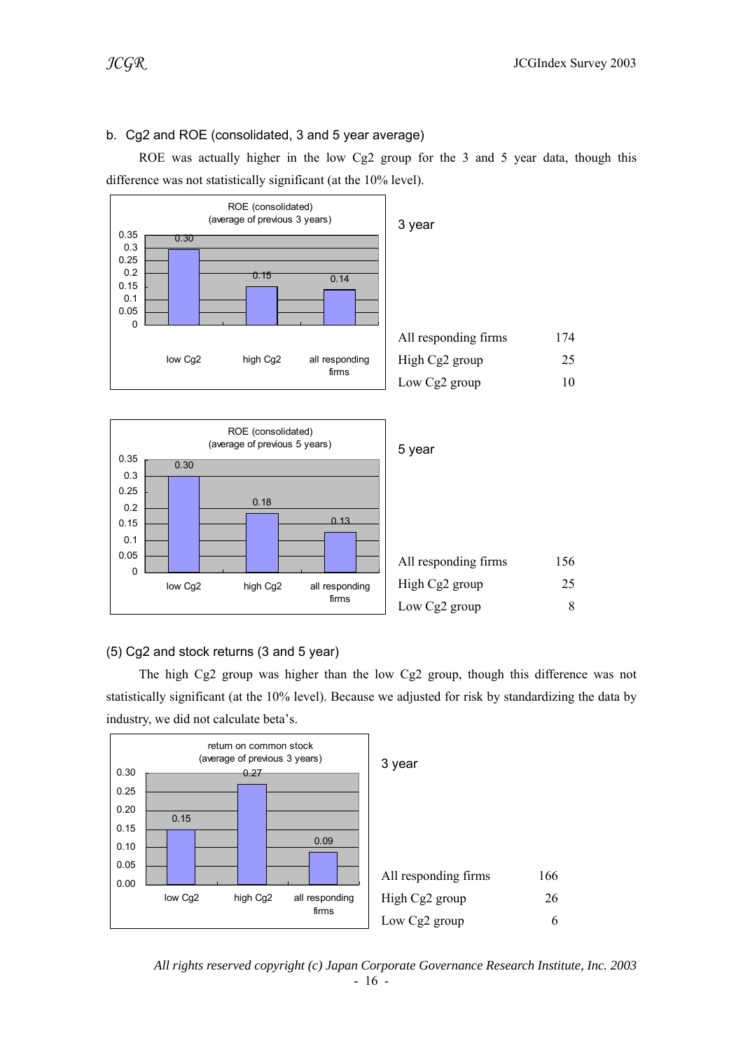b. Cg2 and ROE (consolidated, 3 and 5 year average)

ROE was actually higher in the low Cg2 group for the 3 and 5 year data, though this difference was not statistically significant (at the 10% level).

ROE (consolidated) (average of previous 3 years)

| | low Cg2 | high Cg2 | all responding firms |
|---|---|---|---|
| ROE | 0.30 | 0.15 | 0.14 |

3 year

| | |
|---|---|
| All responding firms | 174 |
| High Cg2 group | 25 |
| Low Cg2 group | 10 |

ROE (consolidated) (average of previous 5 years)

| | low Cg2 | high Cg2 | all responding firms |
|---|---|---|---|
| ROE | 0.30 | 0.18 | 0.13 |

5 year

| | |
|---|---|
| All responding firms | 156 |
| High Cg2 group | 25 |
| Low Cg2 group | 8 |

(5) Cg2 and stock returns (3 and 5 year)

The high Cg2 group was higher than the low Cg2 group, though this difference was not statistically significant (at the 10% level). Because we adjusted for risk by standardizing the data by industry, we did not calculate beta's.

return on common stock (average of previous 3 years)

| | low Cg2 | high Cg2 | all responding firms |
|---|---|---|---|
| Return | 0.15 | 0.27 | 0.09 |

3 year

| | |
|---|---|
| All responding firms | 166 |
| High Cg2 group | 26 |
| Low Cg2 group | 6 |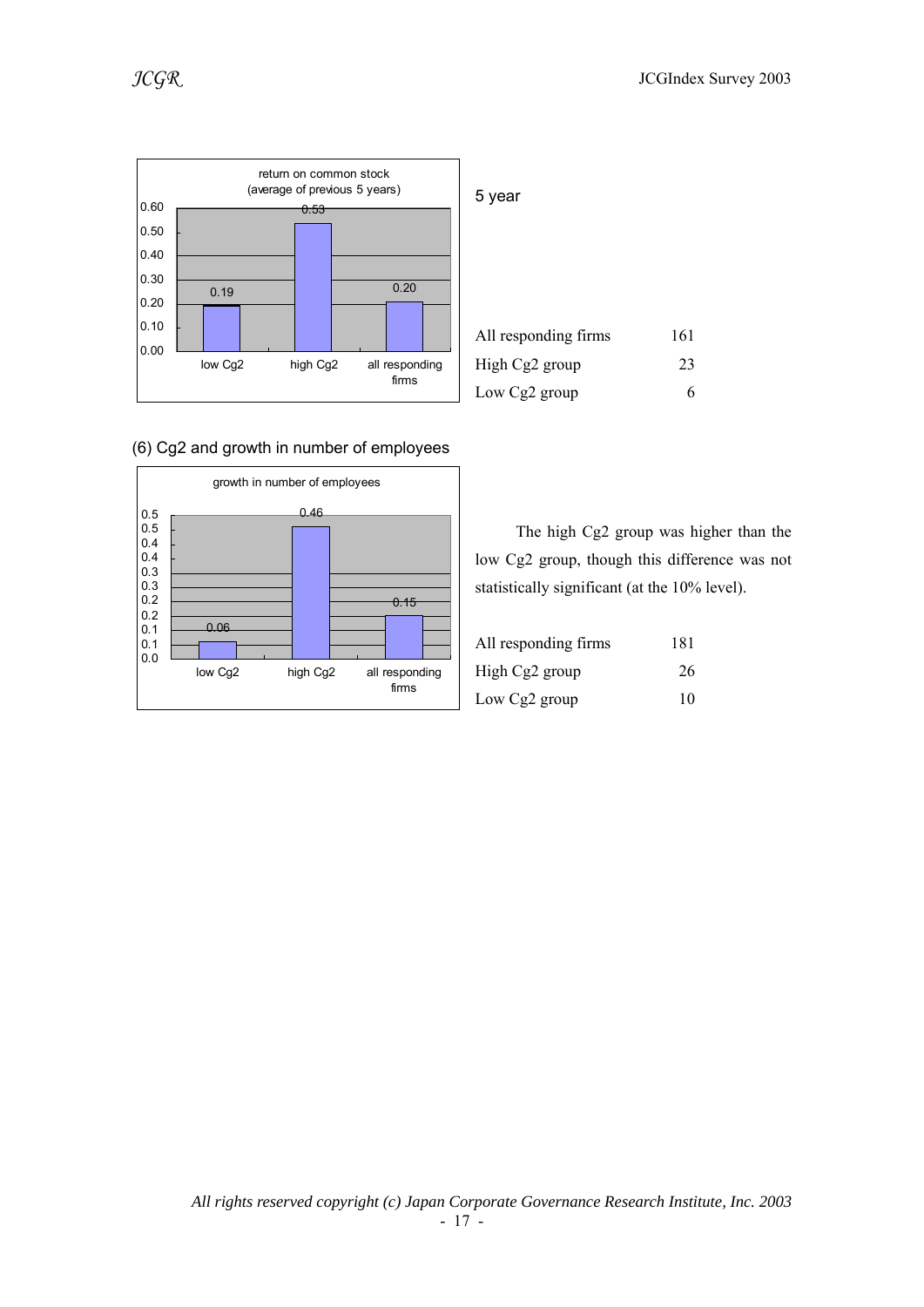**return on common stock (average of previous 5 years)**

| | low Cg2 | high Cg2 | all responding firms |
|---|---|---|---|
| return on common stock | 0.19 | 0.53 | 0.20 |

5 year

| | |
|---|---|
| All responding firms | 161 |
| High Cg2 group | 23 |
| Low Cg2 group | 6 |

### (6) Cg2 and growth in number of employees

**growth in number of employees**

| | low Cg2 | high Cg2 | all responding firms |
|---|---|---|---|
| growth in number of employees | 0.06 | 0.46 | 0.15 |

The high Cg2 group was higher than the low Cg2 group, though this difference was not statistically significant (at the 10% level).

| | |
|---|---|
| All responding firms | 181 |
| High Cg2 group | 26 |
| Low Cg2 group | 10 |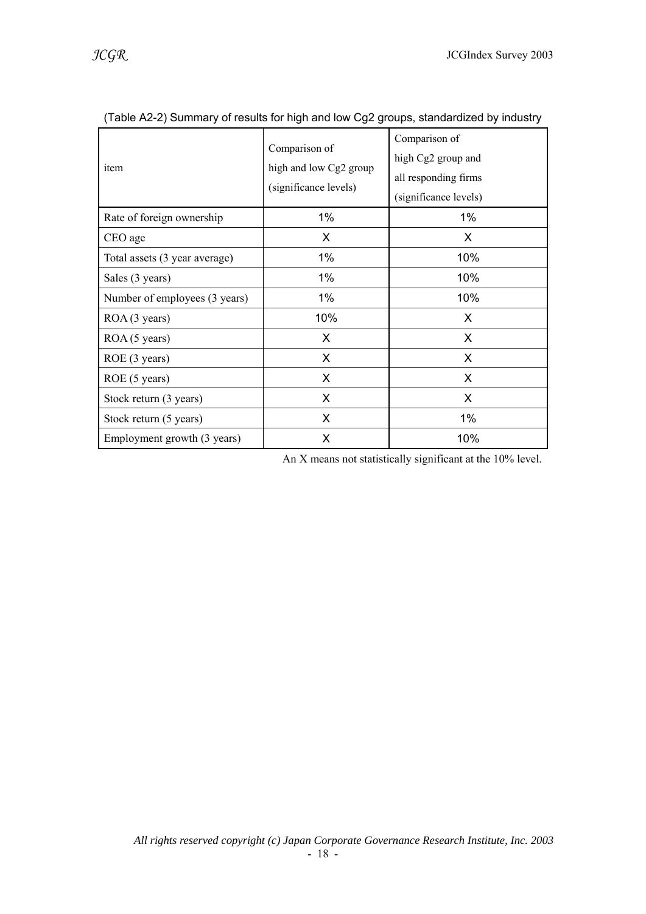(Table A2-2) Summary of results for high and low Cg2 groups, standardized by industry

| item | Comparison of high and low Cg2 group (significance levels) | Comparison of high Cg2 group and all responding firms (significance levels) |
|---|---|---|
| Rate of foreign ownership | 1% | 1% |
| CEO age | X | X |
| Total assets (3 year average) | 1% | 10% |
| Sales (3 years) | 1% | 10% |
| Number of employees (3 years) | 1% | 10% |
| ROA (3 years) | 10% | X |
| ROA (5 years) | X | X |
| ROE (3 years) | X | X |
| ROE (5 years) | X | X |
| Stock return (3 years) | X | X |
| Stock return (5 years) | X | 1% |
| Employment growth (3 years) | X | 10% |

An X means not statistically significant at the 10% level.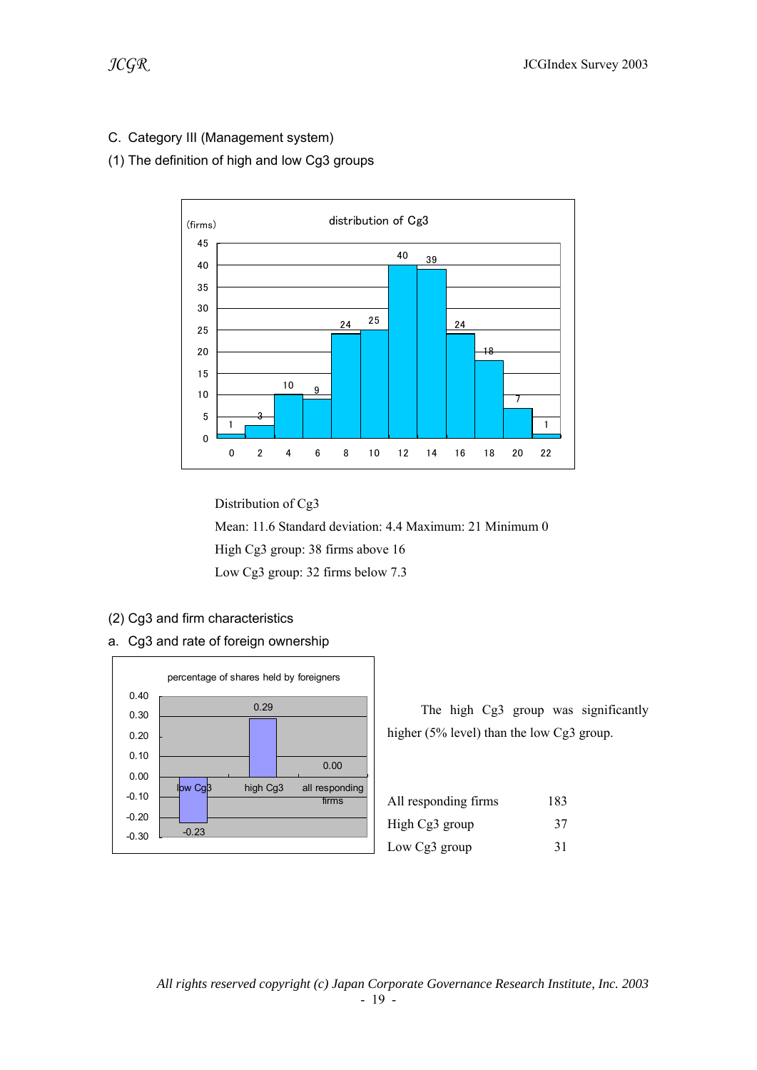C. Category III (Management system)

(1) The definition of high and low Cg3 groups

distribution of Cg3

(firms)

| Cg3 | 0 | 2 | 4 | 6 | 8 | 10 | 12 | 14 | 16 | 18 | 20 | 22 |
|---|---|---|---|---|---|---|---|---|---|---|---|---|
| firms | 1 | 3 | 10 | 9 | 24 | 25 | 40 | 39 | 24 | 18 | 7 | 1 |

Distribution of Cg3

Mean: 11.6 Standard deviation: 4.4 Maximum: 21 Minimum 0

High Cg3 group: 38 firms above 16

Low Cg3 group: 32 firms below 7.3

(2) Cg3 and firm characteristics

a. Cg3 and rate of foreign ownership

percentage of shares held by foreigners

| low Cg3 | high Cg3 | all responding firms |
|---|---|---|
| -0.23 | 0.29 | 0.00 |

The high Cg3 group was significantly higher (5% level) than the low Cg3 group.

| | |
|---|---|
| All responding firms | 183 |
| High Cg3 group | 37 |
| Low Cg3 group | 31 |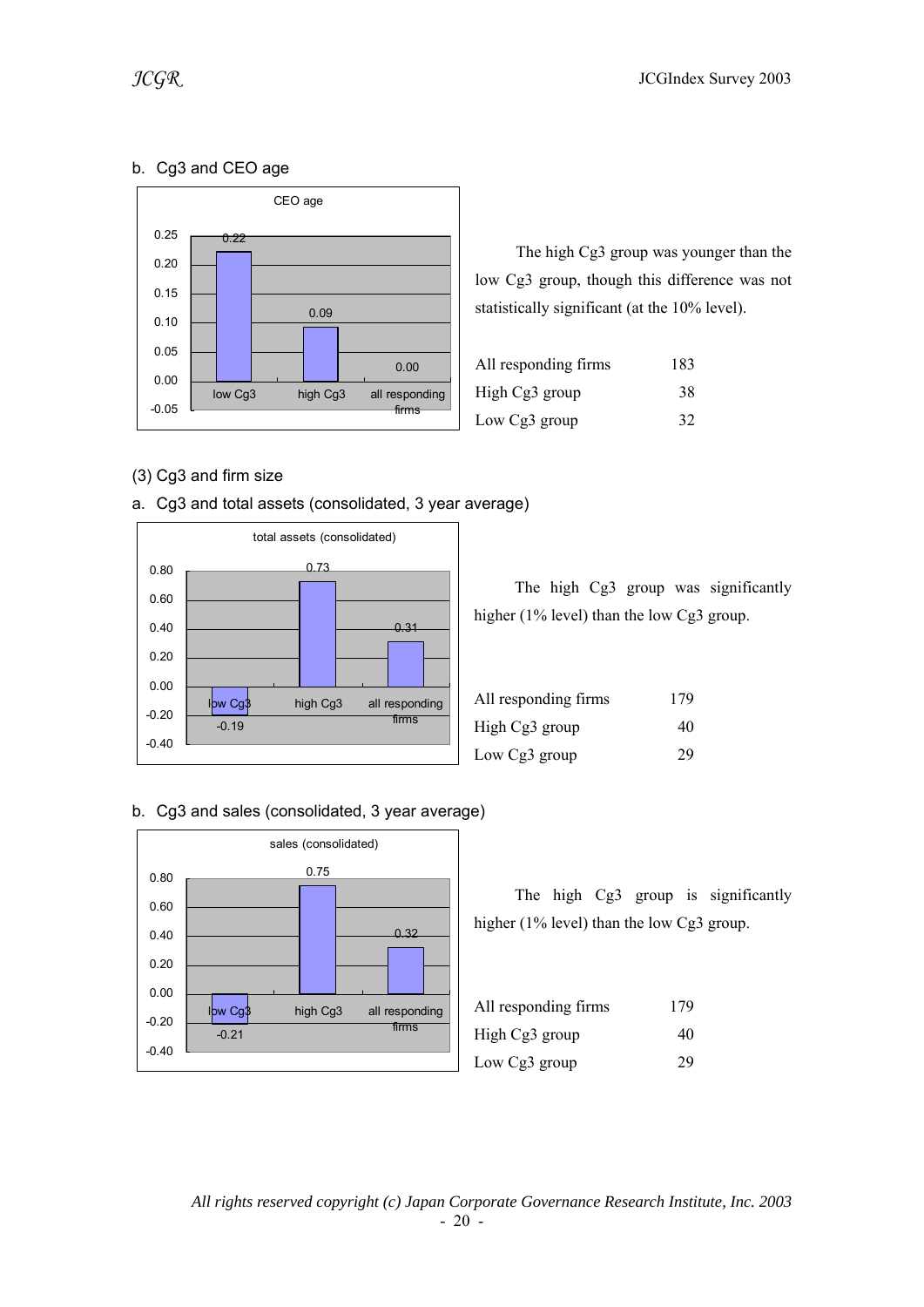b. Cg3 and CEO age

CEO age

| | low Cg3 | high Cg3 | all responding firms |
|---|---|---|---|
| CEO age | 0.22 | 0.09 | 0.00 |

The high Cg3 group was younger than the low Cg3 group, though this difference was not statistically significant (at the 10% level).

| | |
|---|---|
| All responding firms | 183 |
| High Cg3 group | 38 |
| Low Cg3 group | 32 |

(3) Cg3 and firm size

a. Cg3 and total assets (consolidated, 3 year average)

total assets (consolidated)

| | low Cg3 | high Cg3 | all responding firms |
|---|---|---|---|
| total assets (consolidated) | -0.19 | 0.73 | 0.31 |

The high Cg3 group was significantly higher (1% level) than the low Cg3 group.

| | |
|---|---|
| All responding firms | 179 |
| High Cg3 group | 40 |
| Low Cg3 group | 29 |

b. Cg3 and sales (consolidated, 3 year average)

sales (consolidated)

| | low Cg3 | high Cg3 | all responding firms |
|---|---|---|---|
| sales (consolidated) | -0.21 | 0.75 | 0.32 |

The high Cg3 group is significantly higher (1% level) than the low Cg3 group.

| | |
|---|---|
| All responding firms | 179 |
| High Cg3 group | 40 |
| Low Cg3 group | 29 |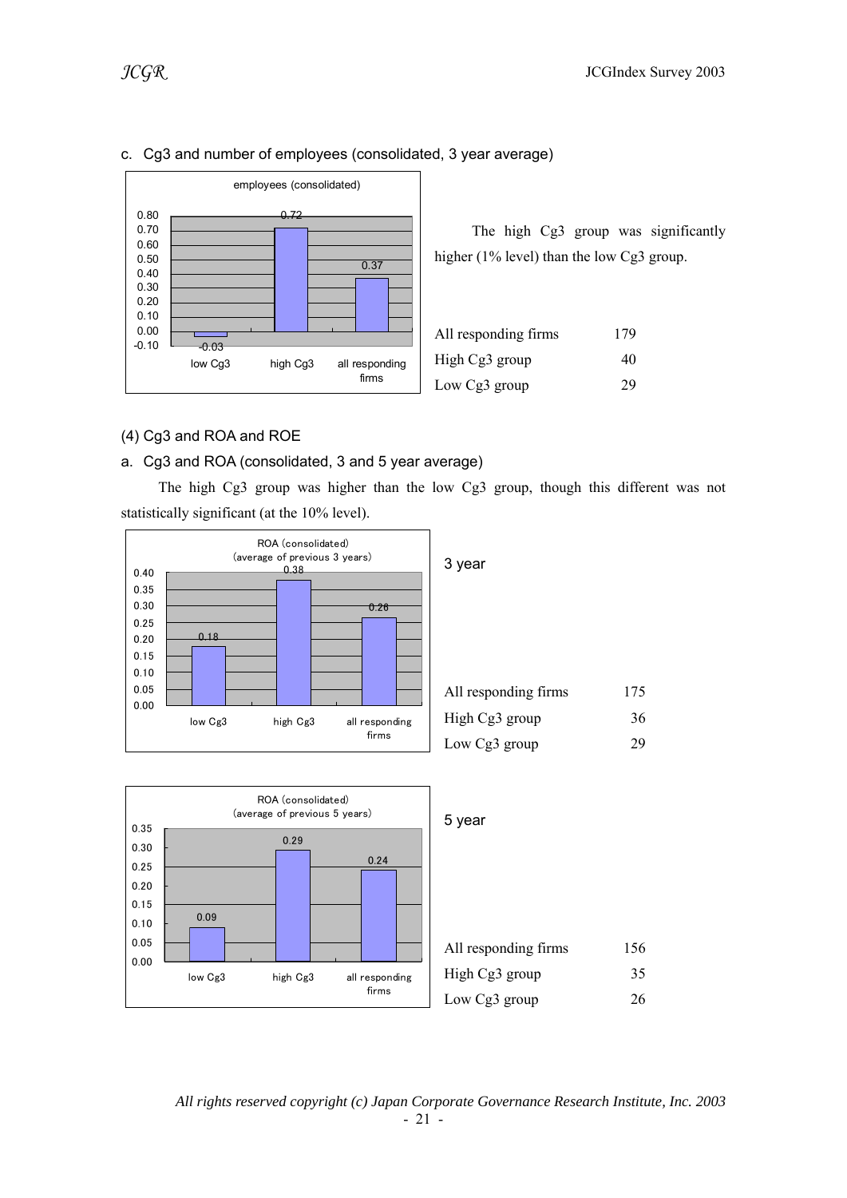c. Cg3 and number of employees (consolidated, 3 year average)

employees (consolidated)

| | low Cg3 | high Cg3 | all responding firms |
|---|---|---|---|
| employees (consolidated) | -0.03 | 0.72 | 0.37 |

The high Cg3 group was significantly higher (1% level) than the low Cg3 group.

| | |
|---|---|
| All responding firms | 179 |
| High Cg3 group | 40 |
| Low Cg3 group | 29 |

(4) Cg3 and ROA and ROE

a. Cg3 and ROA (consolidated, 3 and 5 year average)

The high Cg3 group was higher than the low Cg3 group, though this different was not statistically significant (at the 10% level).

ROA (consolidated) (average of previous 3 years)

| | low Cg3 | high Cg3 | all responding firms |
|---|---|---|---|
| ROA (consolidated) | 0.18 | 0.38 | 0.26 |

3 year

| | |
|---|---|
| All responding firms | 175 |
| High Cg3 group | 36 |
| Low Cg3 group | 29 |

ROA (consolidated) (average of previous 5 years)

| | low Cg3 | high Cg3 | all responding firms |
|---|---|---|---|
| ROA (consolidated) | 0.09 | 0.29 | 0.24 |

5 year

| | |
|---|---|
| All responding firms | 156 |
| High Cg3 group | 35 |
| Low Cg3 group | 26 |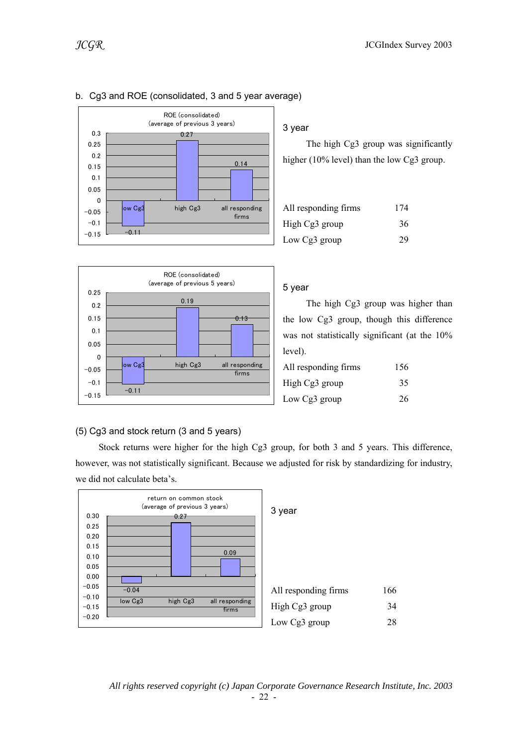### b. Cg3 and ROE (consolidated, 3 and 5 year average)

ROE (consolidated) (average of previous 3 years)

| | low Cg3 | high Cg3 | all responding firms |
|---|---|---|---|
| ROE | -0.11 | 0.27 | 0.14 |

**3 year**

The high Cg3 group was significantly higher (10% level) than the low Cg3 group.

| | |
|---|---|
| All responding firms | 174 |
| High Cg3 group | 36 |
| Low Cg3 group | 29 |

ROE (consolidated) (average of previous 5 years)

| | low Cg3 | high Cg3 | all responding firms |
|---|---|---|---|
| ROE | -0.11 | 0.19 | 0.13 |

**5 year**

The high Cg3 group was higher than the low Cg3 group, though this difference was not statistically significant (at the 10% level).

| | |
|---|---|
| All responding firms | 156 |
| High Cg3 group | 35 |
| Low Cg3 group | 26 |

### (5) Cg3 and stock return (3 and 5 years)

Stock returns were higher for the high Cg3 group, for both 3 and 5 years. This difference, however, was not statistically significant. Because we adjusted for risk by standardizing for industry, we did not calculate beta's.

return on common stock (average of previous 3 years)

| | low Cg3 | high Cg3 | all responding firms |
|---|---|---|---|
| Return | -0.04 | 0.27 | 0.09 |

**3 year**

| | |
|---|---|
| All responding firms | 166 |
| High Cg3 group | 34 |
| Low Cg3 group | 28 |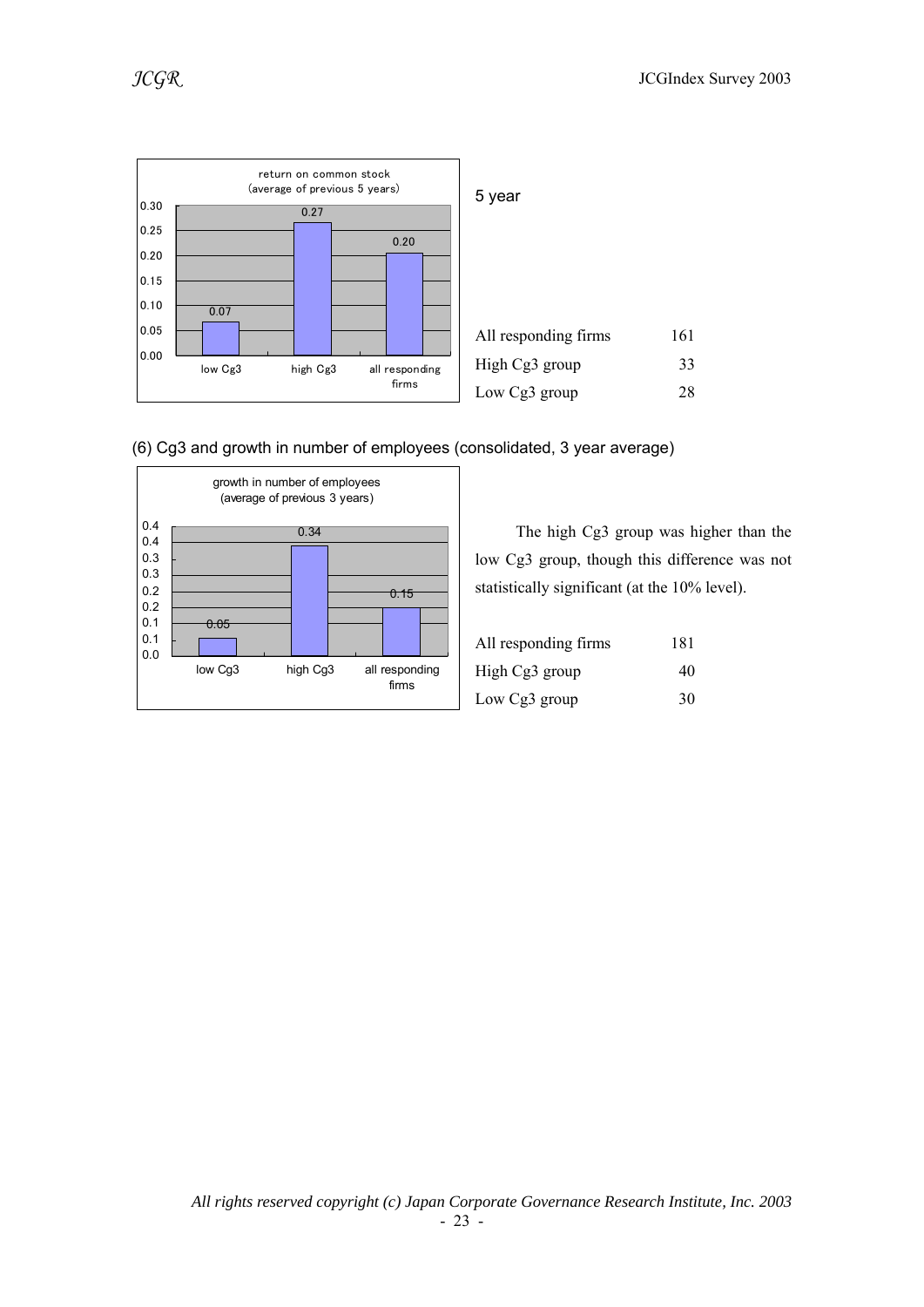**return on common stock (average of previous 5 years)**

| | low Cg3 | high Cg3 | all responding firms |
|---|---|---|---|
| return on common stock | 0.07 | 0.27 | 0.20 |

5 year

| | |
|---|---|
| All responding firms | 161 |
| High Cg3 group | 33 |
| Low Cg3 group | 28 |

(6) Cg3 and growth in number of employees (consolidated, 3 year average)

**growth in number of employees (average of previous 3 years)**

| | low Cg3 | high Cg3 | all responding firms |
|---|---|---|---|
| growth in number of employees | 0.05 | 0.34 | 0.15 |

The high Cg3 group was higher than the low Cg3 group, though this difference was not statistically significant (at the 10% level).

| | |
|---|---|
| All responding firms | 181 |
| High Cg3 group | 40 |
| Low Cg3 group | 30 |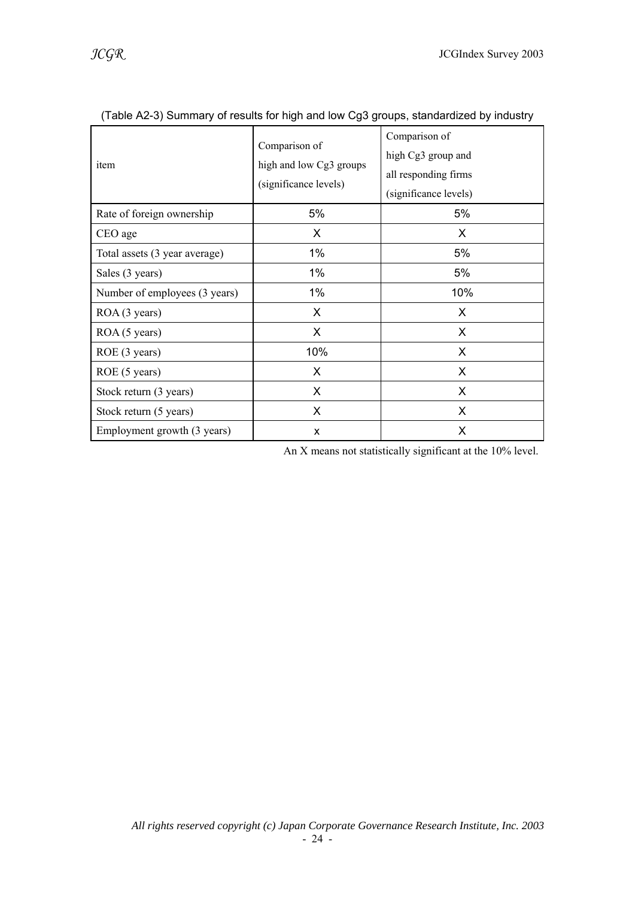(Table A2-3) Summary of results for high and low Cg3 groups, standardized by industry

| item | Comparison of high and low Cg3 groups (significance levels) | Comparison of high Cg3 group and all responding firms (significance levels) |
|---|---|---|
| Rate of foreign ownership | 5% | 5% |
| CEO age | X | X |
| Total assets (3 year average) | 1% | 5% |
| Sales (3 years) | 1% | 5% |
| Number of employees (3 years) | 1% | 10% |
| ROA (3 years) | X | X |
| ROA (5 years) | X | X |
| ROE (3 years) | 10% | X |
| ROE (5 years) | X | X |
| Stock return (3 years) | X | X |
| Stock return (5 years) | X | X |
| Employment growth (3 years) | x | X |

An X means not statistically significant at the 10% level.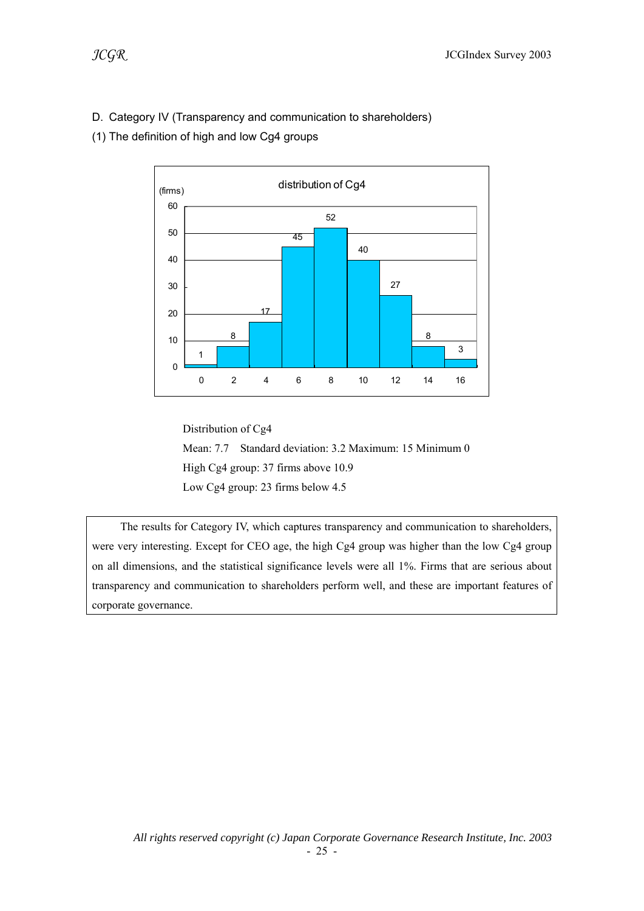D. Category IV (Transparency and communication to shareholders)

(1) The definition of high and low Cg4 groups

distribution of Cg4

| Cg4 | 0 | 2 | 4 | 6 | 8 | 10 | 12 | 14 | 16 |
|---|---|---|---|---|---|---|---|---|---|
| firms | 1 | 8 | 17 | 45 | 52 | 40 | 27 | 8 | 3 |

Distribution of Cg4

Mean: 7.7  Standard deviation: 3.2 Maximum: 15 Minimum 0

High Cg4 group: 37 firms above 10.9

Low Cg4 group: 23 firms below 4.5

The results for Category IV, which captures transparency and communication to shareholders, were very interesting. Except for CEO age, the high Cg4 group was higher than the low Cg4 group on all dimensions, and the statistical significance levels were all 1%. Firms that are serious about transparency and communication to shareholders perform well, and these are important features of corporate governance.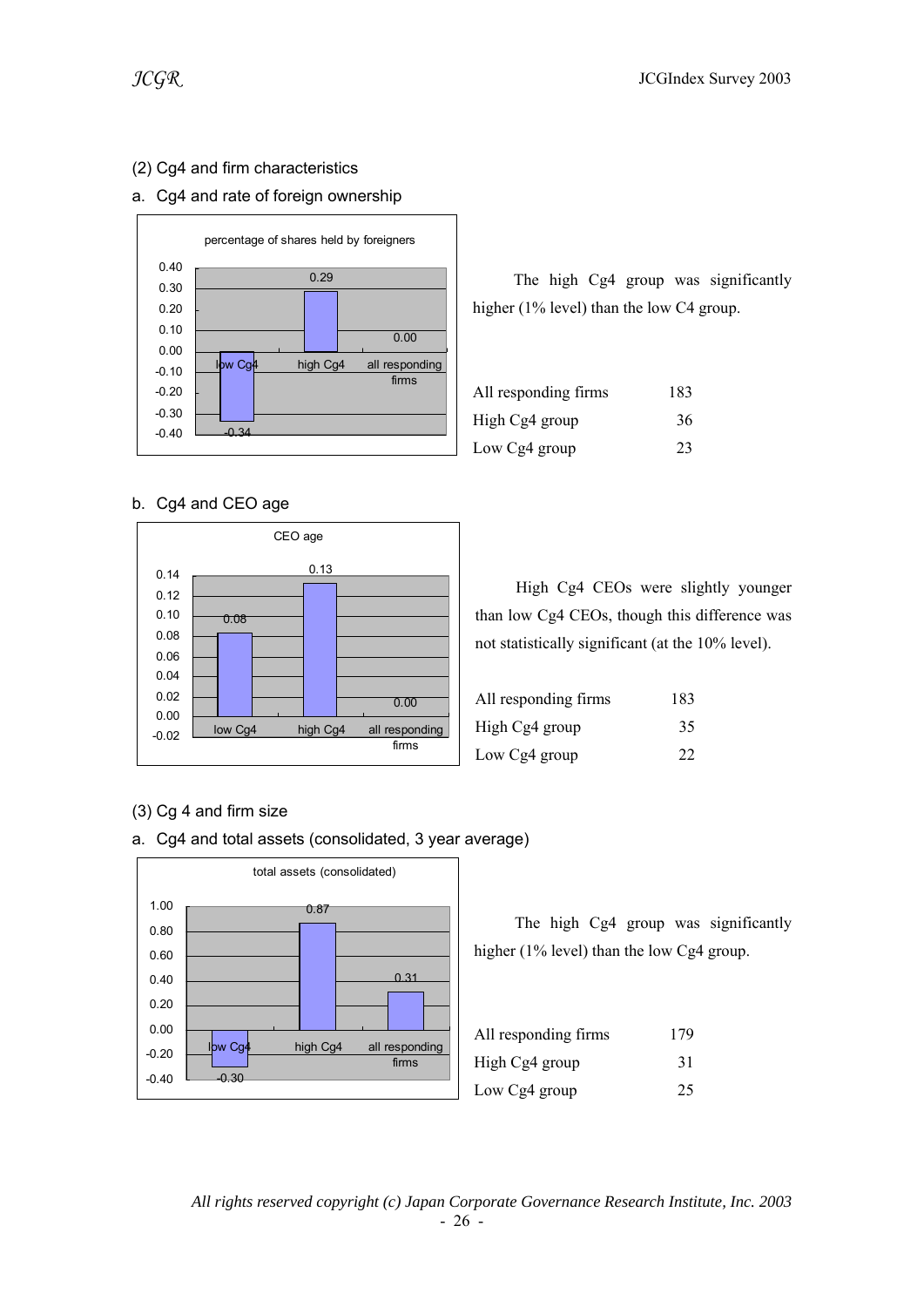(2) Cg4 and firm characteristics

a. Cg4 and rate of foreign ownership

percentage of shares held by foreigners

| | low Cg4 | high Cg4 | all responding firms |
|---|---|---|---|
| | -0.34 | 0.29 | 0.00 |

The high Cg4 group was significantly higher (1% level) than the low C4 group.

| | |
|---|---|
| All responding firms | 183 |
| High Cg4 group | 36 |
| Low Cg4 group | 23 |

b. Cg4 and CEO age

CEO age

| | low Cg4 | high Cg4 | all responding firms |
|---|---|---|---|
| | 0.08 | 0.13 | 0.00 |

High Cg4 CEOs were slightly younger than low Cg4 CEOs, though this difference was not statistically significant (at the 10% level).

| | |
|---|---|
| All responding firms | 183 |
| High Cg4 group | 35 |
| Low Cg4 group | 22 |

(3) Cg 4 and firm size

a. Cg4 and total assets (consolidated, 3 year average)

total assets (consolidated)

| | low Cg4 | high Cg4 | all responding firms |
|---|---|---|---|
| | -0.30 | 0.87 | 0.31 |

The high Cg4 group was significantly higher (1% level) than the low Cg4 group.

| | |
|---|---|
| All responding firms | 179 |
| High Cg4 group | 31 |
| Low Cg4 group | 25 |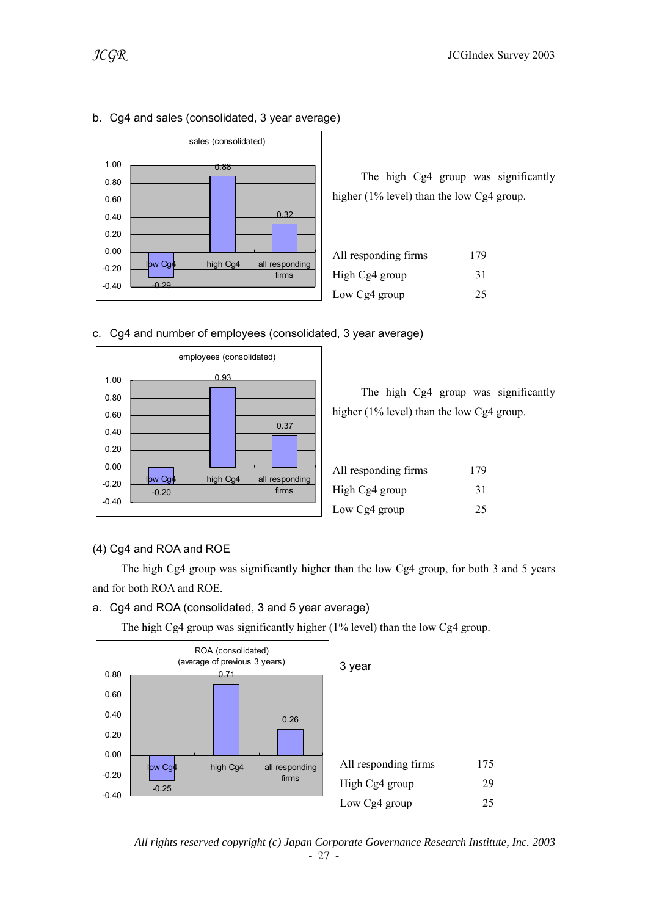b. Cg4 and sales (consolidated, 3 year average)

sales (consolidated)

| | low Cg4 | high Cg4 | all responding firms |
|---|---|---|---|
| sales (consolidated) | -0.29 | 0.88 | 0.32 |

The high Cg4 group was significantly higher (1% level) than the low Cg4 group.

| | |
|---|---|
| All responding firms | 179 |
| High Cg4 group | 31 |
| Low Cg4 group | 25 |

c. Cg4 and number of employees (consolidated, 3 year average)

employees (consolidated)

| | low Cg4 | high Cg4 | all responding firms |
|---|---|---|---|
| employees (consolidated) | -0.20 | 0.93 | 0.37 |

The high Cg4 group was significantly higher (1% level) than the low Cg4 group.

| | |
|---|---|
| All responding firms | 179 |
| High Cg4 group | 31 |
| Low Cg4 group | 25 |

(4) Cg4 and ROA and ROE

The high Cg4 group was significantly higher than the low Cg4 group, for both 3 and 5 years and for both ROA and ROE.

a. Cg4 and ROA (consolidated, 3 and 5 year average)

The high Cg4 group was significantly higher (1% level) than the low Cg4 group.

ROA (consolidated) (average of previous 3 years)

| | low Cg4 | high Cg4 | all responding firms |
|---|---|---|---|
| ROA (consolidated) | -0.25 | 0.71 | 0.26 |

3 year

| | |
|---|---|
| All responding firms | 175 |
| High Cg4 group | 29 |
| Low Cg4 group | 25 |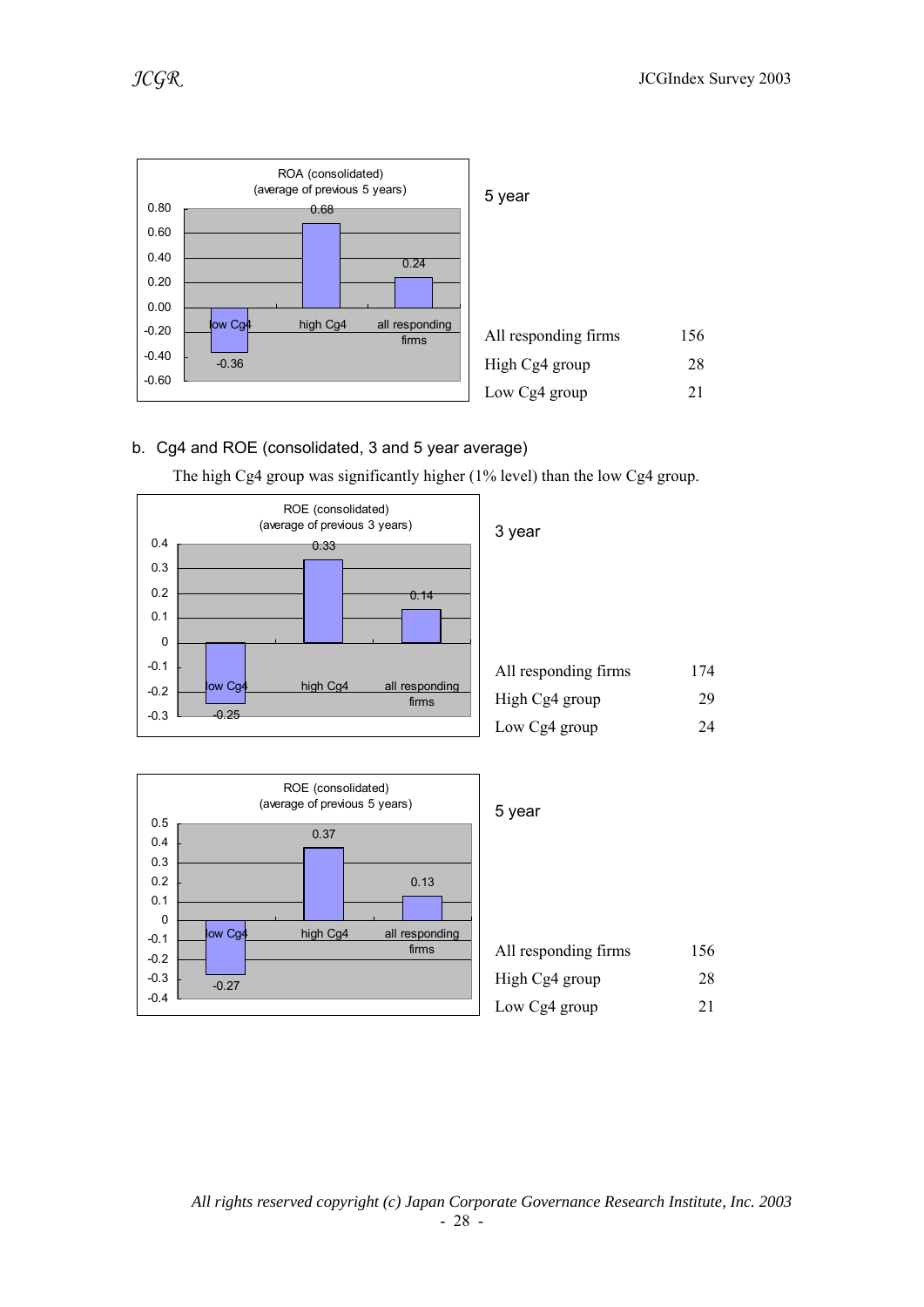ROA (consolidated)
(average of previous 5 years)

| | low Cg4 | high Cg4 | all responding firms |
|---|---|---|---|
| ROA | -0.36 | 0.68 | 0.24 |

5 year

| | |
|---|---|
| All responding firms | 156 |
| High Cg4 group | 28 |
| Low Cg4 group | 21 |

b. Cg4 and ROE (consolidated, 3 and 5 year average)

The high Cg4 group was significantly higher (1% level) than the low Cg4 group.

ROE (consolidated)
(average of previous 3 years)

| | low Cg4 | high Cg4 | all responding firms |
|---|---|---|---|
| ROE | -0.25 | 0.33 | 0.14 |

3 year

| | |
|---|---|
| All responding firms | 174 |
| High Cg4 group | 29 |
| Low Cg4 group | 24 |

ROE (consolidated)
(average of previous 5 years)

| | low Cg4 | high Cg4 | all responding firms |
|---|---|---|---|
| ROE | -0.27 | 0.37 | 0.13 |

5 year

| | |
|---|---|
| All responding firms | 156 |
| High Cg4 group | 28 |
| Low Cg4 group | 21 |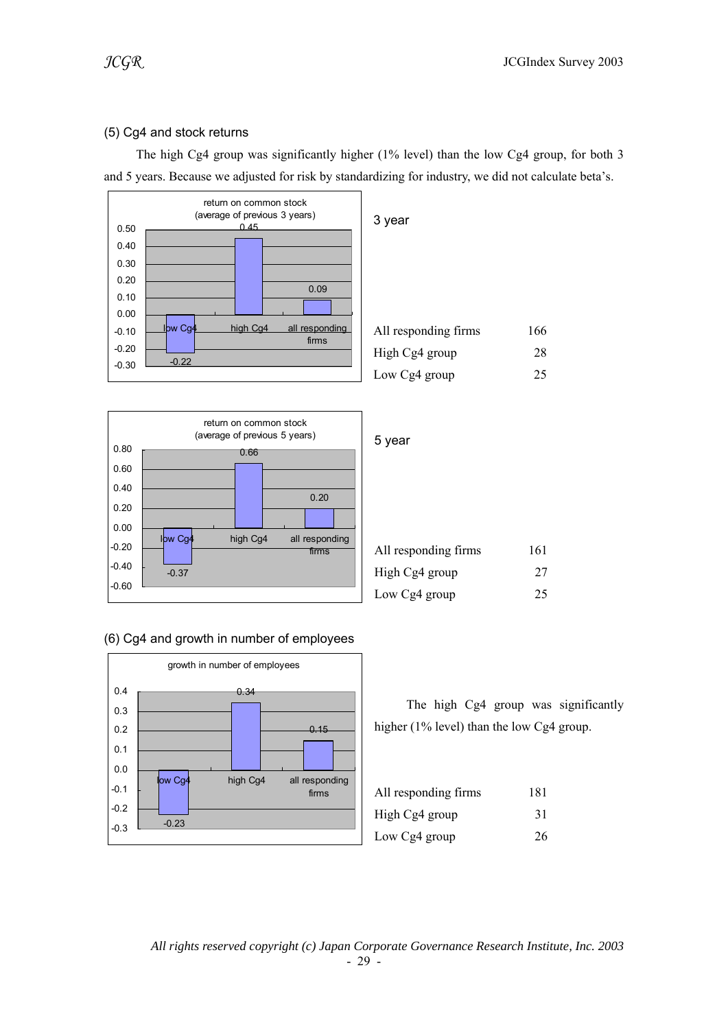### (5) Cg4 and stock returns

The high Cg4 group was significantly higher (1% level) than the low Cg4 group, for both 3 and 5 years. Because we adjusted for risk by standardizing for industry, we did not calculate beta's.

return on common stock (average of previous 3 years)

| | low Cg4 | high Cg4 | all responding firms |
|---|---|---|---|
| return on common stock | -0.22 | 0.45 | 0.09 |

3 year

| | |
|---|---|
| All responding firms | 166 |
| High Cg4 group | 28 |
| Low Cg4 group | 25 |

return on common stock (average of previous 5 years)

| | low Cg4 | high Cg4 | all responding firms |
|---|---|---|---|
| return on common stock | -0.37 | 0.66 | 0.20 |

5 year

| | |
|---|---|
| All responding firms | 161 |
| High Cg4 group | 27 |
| Low Cg4 group | 25 |

### (6) Cg4 and growth in number of employees

growth in number of employees

| | low Cg4 | high Cg4 | all responding firms |
|---|---|---|---|
| growth in number of employees | -0.23 | 0.34 | 0.15 |

The high Cg4 group was significantly higher (1% level) than the low Cg4 group.

| | |
|---|---|
| All responding firms | 181 |
| High Cg4 group | 31 |
| Low Cg4 group | 26 |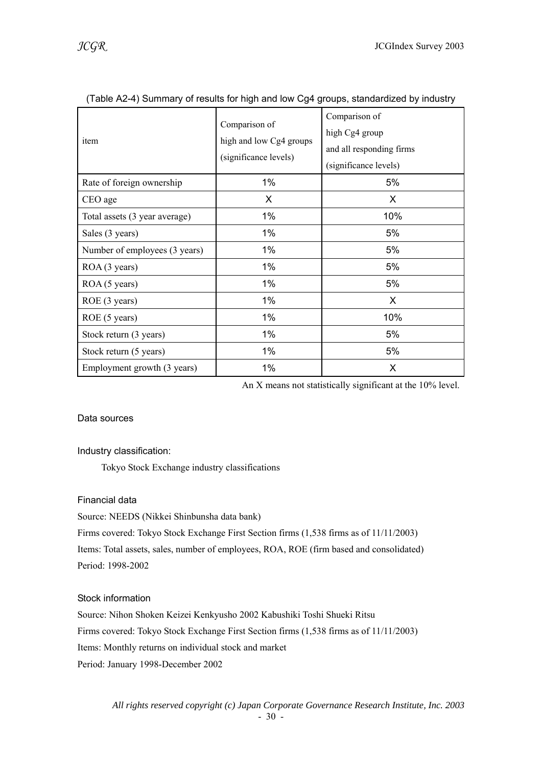(Table A2-4) Summary of results for high and low Cg4 groups, standardized by industry

| item | Comparison of high and low Cg4 groups (significance levels) | Comparison of high Cg4 group and all responding firms (significance levels) |
|---|---|---|
| Rate of foreign ownership | 1% | 5% |
| CEO age | X | X |
| Total assets (3 year average) | 1% | 10% |
| Sales (3 years) | 1% | 5% |
| Number of employees (3 years) | 1% | 5% |
| ROA (3 years) | 1% | 5% |
| ROA (5 years) | 1% | 5% |
| ROE (3 years) | 1% | X |
| ROE (5 years) | 1% | 10% |
| Stock return (3 years) | 1% | 5% |
| Stock return (5 years) | 1% | 5% |
| Employment growth (3 years) | 1% | X |

An X means not statistically significant at the 10% level.

## Data sources

### Industry classification:

Tokyo Stock Exchange industry classifications

### Financial data

Source: NEEDS (Nikkei Shinbunsha data bank)

Firms covered: Tokyo Stock Exchange First Section firms (1,538 firms as of 11/11/2003)

Items: Total assets, sales, number of employees, ROA, ROE (firm based and consolidated)

Period: 1998-2002

### Stock information

Source: Nihon Shoken Keizei Kenkyusho 2002 Kabushiki Toshi Shueki Ritsu

Firms covered: Tokyo Stock Exchange First Section firms (1,538 firms as of 11/11/2003)

Items: Monthly returns on individual stock and market

Period: January 1998-December 2002